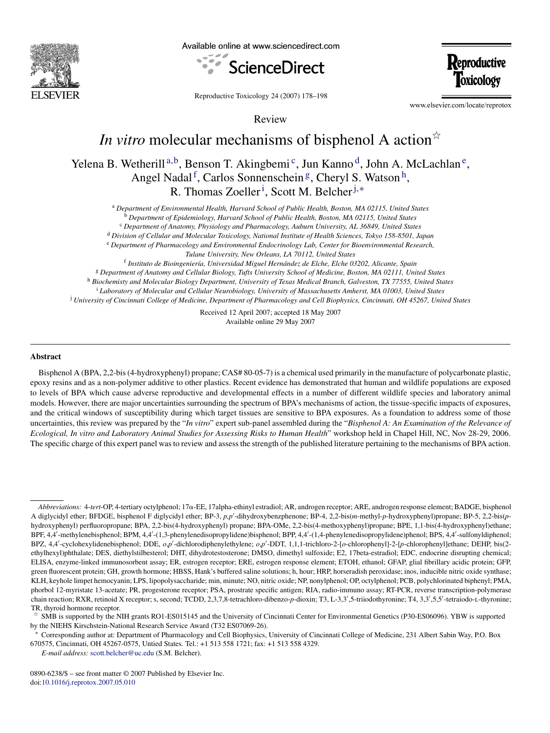Review

# *In vitro* molecular mechanisms of bisphenol A action[☆]

Yelena B. Wetherill[a,b], Benson T. Akingbemi[c], Jun Kanno[d], John A. McLachlan[e], Angel Nadal[f], Carlos Sonnenschein[g], Cheryl S. Watson[h], R. Thomas Zoeller[i], Scott M. Belcher[j,*]

[a] *Department of Environmental Health, Harvard School of Public Health, Boston, MA 02115, United States*
[b] *Department of Epidemiology, Harvard School of Public Health, Boston, MA 02115, United States*
[c] *Department of Anatomy, Physiology and Pharmacology, Auburn University, AL 36849, United States*
[d] *Division of Cellular and Molecular Toxicology, National Institute of Health Sciences, Tokyo 158-8501, Japan*
[e] *Department of Pharmacology and Environmental Endocrinology Lab, Center for Bioenvironmental Research, Tulane University, New Orleans, LA 70112, United States*
[f] *Instituto de Bioingeniería, Universidad Miguel Hernández de Elche, Elche 03202, Alicante, Spain*
[g] *Department of Anatomy and Cellular Biology, Tufts University School of Medicine, Boston, MA 02111, United States*
[h] *Biochemisty and Molecular Biology Department, University of Texas Medical Branch, Galveston, TX 77555, United States*
[i] *Laboratory of Molecular and Cellular Neurobiology, University of Massachusetts Amherst, MA 01003, United States*
[j] *University of Cincinnati College of Medicine, Department of Pharmacology and Cell Biophysics, Cincinnati, OH 45267, United States*

Received 12 April 2007; accepted 18 May 2007
Available online 29 May 2007

## Abstract

Bisphenol A (BPA, 2,2-bis (4-hydroxyphenyl) propane; CAS# 80-05-7) is a chemical used primarily in the manufacture of polycarbonate plastic, epoxy resins and as a non-polymer additive to other plastics. Recent evidence has demonstrated that human and wildlife populations are exposed to levels of BPA which cause adverse reproductive and developmental effects in a number of different wildlife species and laboratory animal models. However, there are major uncertainties surrounding the spectrum of BPA's mechanisms of action, the tissue-specific impacts of exposures, and the critical windows of susceptibility during which target tissues are sensitive to BPA exposures. As a foundation to address some of those uncertainties, this review was prepared by the "*In vitro*" expert sub-panel assembled during the "*Bisphenol A: An Examination of the Relevance of Ecological, In vitro and Laboratory Animal Studies for Assessing Risks to Human Health*" workshop held in Chapel Hill, NC, Nov 28-29, 2006. The specific charge of this expert panel was to review and assess the strength of the published literature pertaining to the mechanisms of BPA action.

---

*Abbreviations:* 4-*tert*-OP, 4-tertiary octylphenol; 17α-EE, 17alpha-ethinyl estradiol; AR, androgen receptor; ARE, androgen response element; BADGE, bisphenol A diglycidyl ether; BFDGE, bisphenol F diglycidyl ether; BP-3, *p,p*′-dihydroxybenzphenone; BP-4, 2,2-bis(*m*-methyl-*p*-hydroxyphenyl)propane; BP-5, 2,2-bis(*p*-hydroxyphenyl) perfluoropropane; BPA, 2,2-bis(4-hydroxyphenyl) propane; BPA-OMe, 2,2-bis(4-methoxyphenyl)propane; BPE, 1,1-bis(4-hydroxyphenyl)ethane; BPF, 4,4′-methylenebisphenol; BPM, 4,4′-(1,3-phenylenedisopropylidene)bisphenol; BPP, 4,4′-(1,4-phenylenedisopropylidene)phenol; BPS, 4,4′-sulfonyldiphenol; BPZ, 4,4′-cyclohexylidenebisphenol; DDE, *o,p*′-dichlorodiphenylethylene; *o,p*′-DDT, 1,1,1-trichloro-2-[*o*-chlorophenyl]-2-[*p*-chlorophenyl]ethane; DEHP, bis(2-ethylhexyl)phthalate; DES, diethylstilbesterol; DHT, dihydrotestosterone; DMSO, dimethyl sulfoxide; E2, 17beta-estradiol; EDC, endocrine disrupting chemical; ELISA, enzyme-linked immunosorbent assay; ER, estrogen receptor; ERE, estrogen response element; ETOH, ethanol; GFAP, glial fibrillary acidic protein; GFP, green fluorescent protein; GH, growth hormone; HBSS, Hank's buffered saline solutions; h, hour; HRP, horseradish peroxidase; inos, inducible nitric oxide synthase; KLH, keyhole limpet hemocyanin; LPS, lipopolysaccharide; min, minute; NO, nitric oxide; NP, nonylphenol; OP, octylphenol; PCB, polychlorinated biphenyl; PMA, phorbol 12-myristate 13-acetate; PR, progesterone receptor; PSA, prostrate specific antigen; RIA, radio-immuno assay; RT-PCR, reverse transcription-polymerase chain reaction; RXR, retinoid X receptor; s, second; TCDD, 2,3,7,8-tetrachloro-dibenzo-*p*-dioxin; T3, L-3,3′,5-triiodothyronine; T4, 3,3′,5,5′-tetraiodo-L-thyronine; TR, thyroid hormone receptor.

[☆] SMB is supported by the NIH grants RO1-ES015145 and the University of Cincinnati Center for Environmental Genetics (P30-ES06096). YBW is supported by the NIEHS Kirschstein-National Research Service Award (T32 ES07069-26).

[*] Corresponding author at: Department of Pharmacology and Cell Biophysics, University of Cincinnati College of Medicine, 231 Albert Sabin Way, P.O. Box 670575, Cincinnati, OH 45267-0575, Untied States. Tel.: +1 513 558 1721; fax: +1 513 558 4329.

*E-mail address:* scott.belcher@uc.edu (S.M. Belcher).

0890-6238/$ – see front matter © 2007 Published by Elsevier Inc.
doi:10.1016/j.reprotox.2007.05.010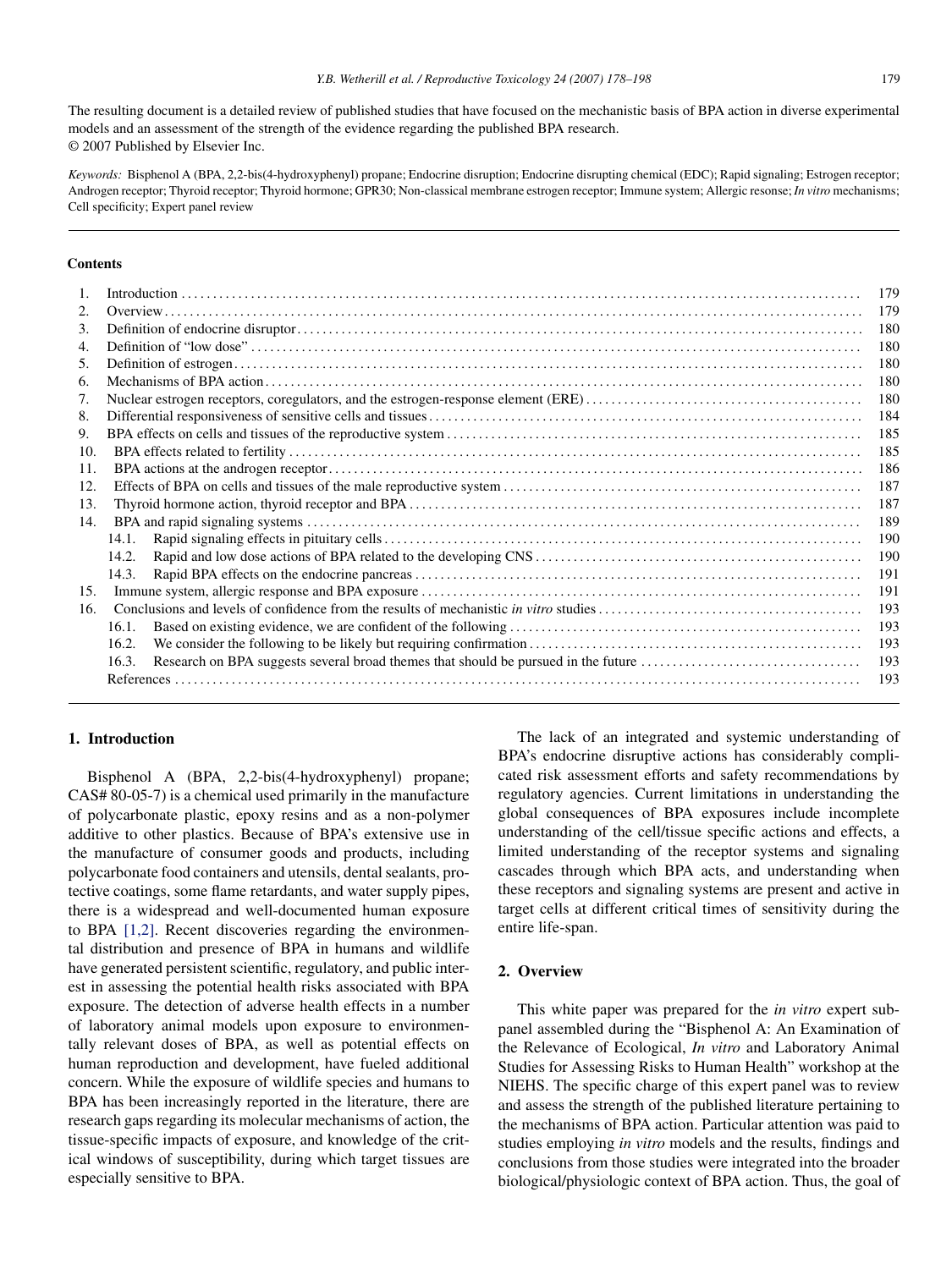The resulting document is a detailed review of published studies that have focused on the mechanistic basis of BPA action in diverse experimental models and an assessment of the strength of the evidence regarding the published BPA research.
© 2007 Published by Elsevier Inc.

*Keywords:* Bisphenol A (BPA, 2,2-bis(4-hydroxyphenyl) propane; Endocrine disruption; Endocrine disrupting chemical (EDC); Rapid signaling; Estrogen receptor; Androgen receptor; Thyroid receptor; Thyroid hormone; GPR30; Non-classical membrane estrogen receptor; Immune system; Allergic resonse; *In vitro* mechanisms; Cell specificity; Expert panel review

**Contents**

| | | |
|---|---|---|
| 1. | Introduction | 179 |
| 2. | Overview | 179 |
| 3. | Definition of endocrine disruptor | 180 |
| 4. | Definition of "low dose" | 180 |
| 5. | Definition of estrogen | 180 |
| 6. | Mechanisms of BPA action | 180 |
| 7. | Nuclear estrogen receptors, coregulators, and the estrogen-response element (ERE) | 180 |
| 8. | Differential responsiveness of sensitive cells and tissues | 184 |
| 9. | BPA effects on cells and tissues of the reproductive system | 185 |
| 10. | BPA effects related to fertility | 185 |
| 11. | BPA actions at the androgen receptor | 186 |
| 12. | Effects of BPA on cells and tissues of the male reproductive system | 187 |
| 13. | Thyroid hormone action, thyroid receptor and BPA | 187 |
| 14. | BPA and rapid signaling systems | 189 |
| | 14.1. Rapid signaling effects in pituitary cells | 190 |
| | 14.2. Rapid and low dose actions of BPA related to the developing CNS | 190 |
| | 14.3. Rapid BPA effects on the endocrine pancreas | 191 |
| 15. | Immune system, allergic response and BPA exposure | 191 |
| 16. | Conclusions and levels of confidence from the results of mechanistic *in vitro* studies | 193 |
| | 16.1. Based on existing evidence, we are confident of the following | 193 |
| | 16.2. We consider the following to be likely but requiring confirmation | 193 |
| | 16.3. Research on BPA suggests several broad themes that should be pursued in the future | 193 |
| | References | 193 |

## 1. Introduction

Bisphenol A (BPA, 2,2-bis(4-hydroxyphenyl) propane; CAS# 80-05-7) is a chemical used primarily in the manufacture of polycarbonate plastic, epoxy resins and as a non-polymer additive to other plastics. Because of BPA's extensive use in the manufacture of consumer goods and products, including polycarbonate food containers and utensils, dental sealants, protective coatings, some flame retardants, and water supply pipes, there is a widespread and well-documented human exposure to BPA [1,2]. Recent discoveries regarding the environmental distribution and presence of BPA in humans and wildlife have generated persistent scientific, regulatory, and public interest in assessing the potential health risks associated with BPA exposure. The detection of adverse health effects in a number of laboratory animal models upon exposure to environmentally relevant doses of BPA, as well as potential effects on human reproduction and development, have fueled additional concern. While the exposure of wildlife species and humans to BPA has been increasingly reported in the literature, there are research gaps regarding its molecular mechanisms of action, the tissue-specific impacts of exposure, and knowledge of the critical windows of susceptibility, during which target tissues are especially sensitive to BPA.

The lack of an integrated and systemic understanding of BPA's endocrine disruptive actions has considerably complicated risk assessment efforts and safety recommendations by regulatory agencies. Current limitations in understanding the global consequences of BPA exposures include incomplete understanding of the cell/tissue specific actions and effects, a limited understanding of the receptor systems and signaling cascades through which BPA acts, and understanding when these receptors and signaling systems are present and active in target cells at different critical times of sensitivity during the entire life-span.

## 2. Overview

This white paper was prepared for the *in vitro* expert subpanel assembled during the "Bisphenol A: An Examination of the Relevance of Ecological, *In vitro* and Laboratory Animal Studies for Assessing Risks to Human Health" workshop at the NIEHS. The specific charge of this expert panel was to review and assess the strength of the published literature pertaining to the mechanisms of BPA action. Particular attention was paid to studies employing *in vitro* models and the results, findings and conclusions from those studies were integrated into the broader biological/physiologic context of BPA action. Thus, the goal of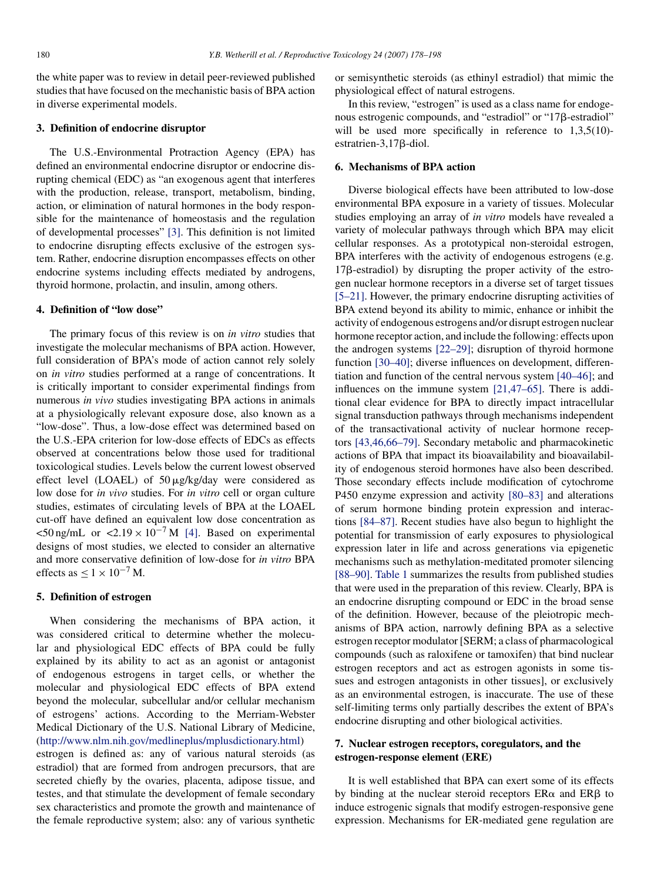the white paper was to review in detail peer-reviewed published studies that have focused on the mechanistic basis of BPA action in diverse experimental models.

## 3. Definition of endocrine disruptor

The U.S.-Environmental Protraction Agency (EPA) has defined an environmental endocrine disruptor or endocrine disrupting chemical (EDC) as "an exogenous agent that interferes with the production, release, transport, metabolism, binding, action, or elimination of natural hormones in the body responsible for the maintenance of homeostasis and the regulation of developmental processes" [3]. This definition is not limited to endocrine disrupting effects exclusive of the estrogen system. Rather, endocrine disruption encompasses effects on other endocrine systems including effects mediated by androgens, thyroid hormone, prolactin, and insulin, among others.

## 4. Definition of "low dose"

The primary focus of this review is on *in vitro* studies that investigate the molecular mechanisms of BPA action. However, full consideration of BPA's mode of action cannot rely solely on *in vitro* studies performed at a range of concentrations. It is critically important to consider experimental findings from numerous *in vivo* studies investigating BPA actions in animals at a physiologically relevant exposure dose, also known as a "low-dose". Thus, a low-dose effect was determined based on the U.S.-EPA criterion for low-dose effects of EDCs as effects observed at concentrations below those used for traditional toxicological studies. Levels below the current lowest observed effect level (LOAEL) of 50 μg/kg/day were considered as low dose for *in vivo* studies. For *in vitro* cell or organ culture studies, estimates of circulating levels of BPA at the LOAEL cut-off have defined an equivalent low dose concentration as <50 ng/mL or $<2.19 \times 10^{-7}$ M [4]. Based on experimental designs of most studies, we elected to consider an alternative and more conservative definition of low-dose for *in vitro* BPA effects as $\leq 1 \times 10^{-7}$ M.

## 5. Definition of estrogen

When considering the mechanisms of BPA action, it was considered critical to determine whether the molecular and physiological EDC effects of BPA could be fully explained by its ability to act as an agonist or antagonist of endogenous estrogens in target cells, or whether the molecular and physiological EDC effects of BPA extend beyond the molecular, subcellular and/or cellular mechanism of estrogens' actions. According to the Merriam-Webster Medical Dictionary of the U.S. National Library of Medicine, (http://www.nlm.nih.gov/medlineplus/mplusdictionary.html) estrogen is defined as: any of various natural steroids (as estradiol) that are formed from androgen precursors, that are secreted chiefly by the ovaries, placenta, adipose tissue, and testes, and that stimulate the development of female secondary sex characteristics and promote the growth and maintenance of the female reproductive system; also: any of various synthetic or semisynthetic steroids (as ethinyl estradiol) that mimic the physiological effect of natural estrogens.

In this review, "estrogen" is used as a class name for endogenous estrogenic compounds, and "estradiol" or "17β-estradiol" will be used more specifically in reference to 1,3,5(10)-estratrien-3,17β-diol.

## 6. Mechanisms of BPA action

Diverse biological effects have been attributed to low-dose environmental BPA exposure in a variety of tissues. Molecular studies employing an array of *in vitro* models have revealed a variety of molecular pathways through which BPA may elicit cellular responses. As a prototypical non-steroidal estrogen, BPA interferes with the activity of endogenous estrogens (e.g. 17β-estradiol) by disrupting the proper activity of the estrogen nuclear hormone receptors in a diverse set of target tissues [5–21]. However, the primary endocrine disrupting activities of BPA extend beyond its ability to mimic, enhance or inhibit the activity of endogenous estrogens and/or disrupt estrogen nuclear hormone receptor action, and include the following: effects upon the androgen systems [22–29]; disruption of thyroid hormone function [30–40]; diverse influences on development, differentiation and function of the central nervous system [40–46]; and influences on the immune system [21,47–65]. There is additional clear evidence for BPA to directly impact intracellular signal transduction pathways through mechanisms independent of the transactivational activity of nuclear hormone receptors [43,46,66–79]. Secondary metabolic and pharmacokinetic actions of BPA that impact its bioavailability and bioavailability of endogenous steroid hormones have also been described. Those secondary effects include modification of cytochrome P450 enzyme expression and activity [80–83] and alterations of serum hormone binding protein expression and interactions [84–87]. Recent studies have also begun to highlight the potential for transmission of early exposures to physiological expression later in life and across generations via epigenetic mechanisms such as methylation-meditated promoter silencing [88–90]. Table 1 summarizes the results from published studies that were used in the preparation of this review. Clearly, BPA is an endocrine disrupting compound or EDC in the broad sense of the definition. However, because of the pleiotropic mechanisms of BPA action, narrowly defining BPA as a selective estrogen receptor modulator [SERM; a class of pharmacological compounds (such as raloxifene or tamoxifen) that bind nuclear estrogen receptors and act as estrogen agonists in some tissues and estrogen antagonists in other tissues], or exclusively as an environmental estrogen, is inaccurate. The use of these self-limiting terms only partially describes the extent of BPA's endocrine disrupting and other biological activities.

## 7. Nuclear estrogen receptors, coregulators, and the estrogen-response element (ERE)

It is well established that BPA can exert some of its effects by binding at the nuclear steroid receptors ERα and ERβ to induce estrogenic signals that modify estrogen-responsive gene expression. Mechanisms for ER-mediated gene regulation are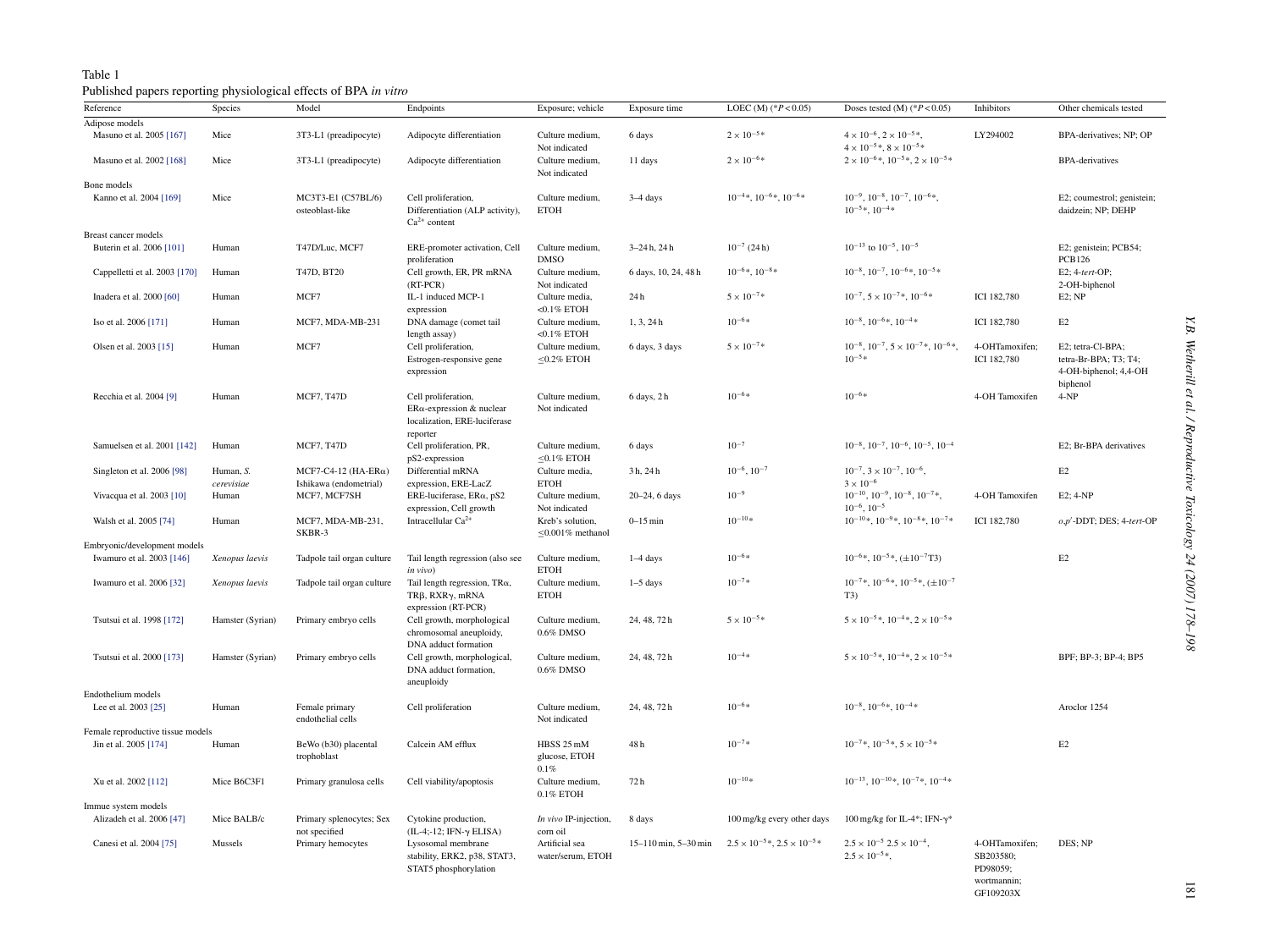Table 1

Published papers reporting physiological effects of BPA *in vitro*

| Reference | Species | Model | Endpoints | Exposure; vehicle | Exposure time | LOEC (M) (* $P < 0.05$) | Doses tested (M) (* $P < 0.05$) | Inhibitors | Other chemicals tested |
|---|---|---|---|---|---|---|---|---|---|
| Adipose models | | | | | | | | | |
| Masuno et al. 2005 [167] | Mice | 3T3-L1 (preadipocyte) | Adipocyte differentiation | Culture medium, Not indicated | 6 days | $2 \times 10^{-5}$* | $4 \times 10^{-6}$, $2 \times 10^{-5}$*, $4 \times 10^{-5}$*, $8 \times 10^{-5}$* | LY294002 | BPA-derivatives; NP; OP |
| Masuno et al. 2002 [168] | Mice | 3T3-L1 (preadipocyte) | Adipocyte differentiation | Culture medium, Not indicated | 11 days | $2 \times 10^{-6}$* | $2 \times 10^{-6}$*, $10^{-5}$*, $2 \times 10^{-5}$* | | BPA-derivatives |
| Bone models | | | | | | | | | |
| Kanno et al. 2004 [169] | Mice | MC3T3-E1 (C57BL/6) osteoblast-like | Cell proliferation, Differentiation (ALP activity), $Ca^{2+}$ content | Culture medium, ETOH | 3–4 days | $10^{-4}$*, $10^{-6}$*, $10^{-6}$* | $10^{-9}$, $10^{-8}$, $10^{-7}$, $10^{-6}$*, $10^{-5}$*, $10^{-4}$* | | E2; coumestrol; genistein; daidzein; NP; DEHP |
| Breast cancer models | | | | | | | | | |
| Buterin et al. 2006 [101] | Human | T47D/Luc, MCF7 | ERE-promoter activation, Cell proliferation | Culture medium, DMSO | 3–24 h, 24 h | $10^{-7}$ (24 h) | $10^{-13}$ to $10^{-5}$, $10^{-5}$ | | E2; genistein; PCB54; PCB126 |
| Cappelletti et al. 2003 [170] | Human | T47D, BT20 | Cell growth, ER, PR mRNA (RT-PCR) | Culture medium, Not indicated | 6 days, 10, 24, 48 h | $10^{-6}$*, $10^{-8}$* | $10^{-8}$, $10^{-7}$, $10^{-6}$*, $10^{-5}$* | | E2; 4-*tert*-OP; 2-OH-biphenol |
| Inadera et al. 2000 [60] | Human | MCF7 | IL-1 induced MCP-1 expression | Culture media, <0.1% ETOH | 24 h | $5 \times 10^{-7}$* | $10^{-7}$, $5 \times 10^{-7}$*, $10^{-6}$* | ICI 182,780 | E2; NP |
| Iso et al. 2006 [171] | Human | MCF7, MDA-MB-231 | DNA damage (comet tail length assay) | Culture medium, <0.1% ETOH | 1, 3, 24 h | $10^{-6}$* | $10^{-8}$, $10^{-6}$*, $10^{-4}$* | ICI 182,780 | E2 |
| Olsen et al. 2003 [15] | Human | MCF7 | Cell proliferation, Estrogen-responsive gene expression | Culture medium, ≤0.2% ETOH | 6 days, 3 days | $5 \times 10^{-7}$* | $10^{-8}$, $10^{-7}$, $5 \times 10^{-7}$*, $10^{-6}$*, $10^{-5}$* | 4-OHTamoxifen; ICI 182,780 | E2; tetra-Cl-BPA; tetra-Br-BPA; T3; T4; 4-OH-biphenol; 4,4-OH biphenol |
| Recchia et al. 2004 [9] | Human | MCF7, T47D | Cell proliferation, ERα-expression & nuclear localization, ERE-luciferase reporter | Culture medium, Not indicated | 6 days, 2 h | $10^{-6}$* | $10^{-6}$* | 4-OH Tamoxifen | 4-NP |
| Samuelsen et al. 2001 [142] | Human | MCF7, T47D | Cell proliferation, PR, pS2-expression | Culture medium, ≤0.1% ETOH | 6 days | $10^{-7}$ | $10^{-8}$, $10^{-7}$, $10^{-6}$, $10^{-5}$, $10^{-4}$ | | E2; Br-BPA derivatives |
| Singleton et al. 2006 [98] | Human, *S. cerevisiae* | MCF7-C4-12 (HA-ERα) Ishikawa (endometrial) | Differential mRNA expression, ERE-LacZ | Culture media, ETOH | 3 h, 24 h | $10^{-6}$, $10^{-7}$ | $10^{-7}$, $3 \times 10^{-7}$, $10^{-6}$, $3 \times 10^{-6}$ | | E2 |
| Vivacqua et al. 2003 [10] | Human | MCF7, MCF7SH | ERE-luciferase, ERα, pS2 expression, Cell growth | Culture medium, Not indicated | 20–24, 6 days | $10^{-9}$ | $10^{-10}$, $10^{-9}$, $10^{-8}$, $10^{-7}$*, $10^{-6}$, $10^{-5}$ | 4-OH Tamoxifen | E2; 4-NP |
| Walsh et al. 2005 [74] | Human | MCF7, MDA-MB-231, SKBR-3 | Intracellular $Ca^{2+}$ | Kreb's solution, ≤0.001% methanol | 0–15 min | $10^{-10}$* | $10^{-10}$*, $10^{-9}$*, $10^{-8}$*, $10^{-7}$* | ICI 182,780 | *o,p'*-DDT; DES; 4-*tert*-OP |
| Embryonic/development models | | | | | | | | | |
| Iwamuro et al. 2003 [146] | *Xenopus laevis* | Tadpole tail organ culture | Tail length regression (also see *in vivo*) | Culture medium, ETOH | 1–4 days | $10^{-6}$* | $10^{-6}$*, $10^{-5}$*, (±$10^{-7}$T3) | | E2 |
| Iwamuro et al. 2006 [32] | *Xenopus laevis* | Tadpole tail organ culture | Tail length regression, TRα, TRβ, RXRγ, mRNA expression (RT-PCR) | Culture medium, ETOH | 1–5 days | $10^{-7}$* | $10^{-7}$*, $10^{-6}$*, $10^{-5}$*, (±$10^{-7}$ T3) | | |
| Tsutsui et al. 1998 [172] | Hamster (Syrian) | Primary embryo cells | Cell growth, morphological chromosomal aneuploidy, DNA adduct formation | Culture medium, 0.6% DMSO | 24, 48, 72 h | $5 \times 10^{-5}$* | $5 \times 10^{-5}$*, $10^{-4}$*, $2 \times 10^{-5}$* | | |
| Tsutsui et al. 2000 [173] | Hamster (Syrian) | Primary embryo cells | Cell growth, morphological, DNA adduct formation, aneuploidy | Culture medium, 0.6% DMSO | 24, 48, 72 h | $10^{-4}$* | $5 \times 10^{-5}$*, $10^{-4}$*, $2 \times 10^{-5}$* | | BPF; BP-3; BP-4; BP5 |
| Endothelium models | | | | | | | | | |
| Lee et al. 2003 [25] | Human | Female primary endothelial cells | Cell proliferation | Culture medium, Not indicated | 24, 48, 72 h | $10^{-6}$* | $10^{-8}$, $10^{-6}$*, $10^{-4}$* | | Aroclor 1254 |
| Female reproductive tissue models | | | | | | | | | |
| Jin et al. 2005 [174] | Human | BeWo (b30) placental trophoblast | Calcein AM efflux | HBSS 25 mM glucose, ETOH 0.1% | 48 h | $10^{-7}$* | $10^{-7}$*, $10^{-5}$*, $5 \times 10^{-5}$* | | E2 |
| Xu et al. 2002 [112] | Mice B6C3F1 | Primary granulosa cells | Cell viability/apoptosis | Culture medium, 0.1% ETOH | 72 h | $10^{-10}$* | $10^{-13}$, $10^{-10}$*, $10^{-7}$*, $10^{-4}$* | | |
| Immue system models | | | | | | | | | |
| Alizadeh et al. 2006 [47] | Mice BALB/c | Primary splenocytes; Sex not specified | Cytokine production, (IL-4;-12; IFN-γ ELISA) | *In vivo* IP-injection, corn oil | 8 days | 100 mg/kg every other days | 100 mg/kg for IL-4*; IFN-γ* | | |
| Canesi et al. 2004 [75] | Mussels | Primary hemocytes | Lysosomal membrane stability, ERK2, p38, STAT3, STAT5 phosphorylation | Artificial sea water/serum, ETOH | 15–110 min, 5–30 min | $2.5 \times 10^{-5}$*, $2.5 \times 10^{-5}$* | $2.5 \times 10^{-5}$ $2.5 \times 10^{-4}$, $2.5 \times 10^{-5}$*, | 4-OHTamoxifen; SB203580; PD98059; wortmannin; GF109203X | DES; NP |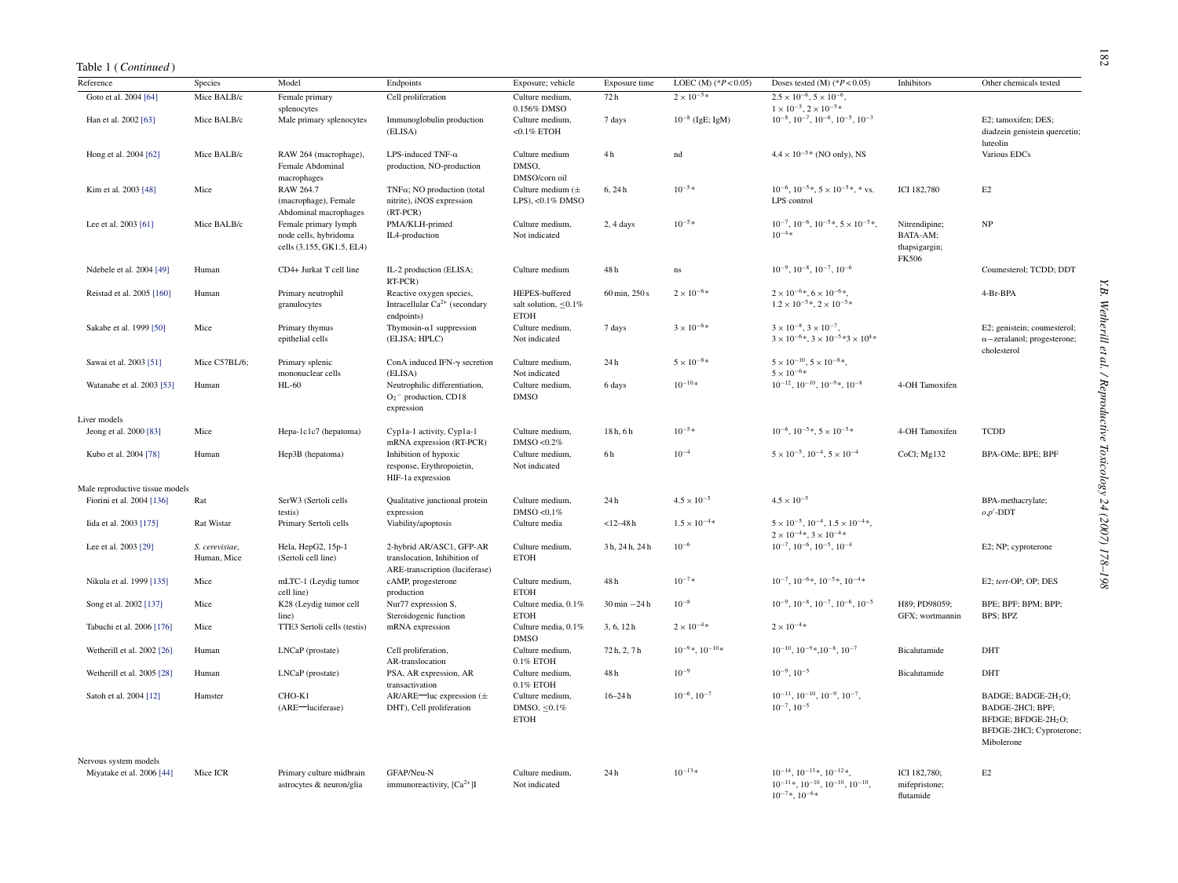Table 1 ( *Continued* )

| Reference | Species | Model | Endpoints | Exposure; vehicle | Exposure time | LOEC (M) (* $P<0.05$ ) | Doses tested (M) (* $P<0.05$ ) | Inhibitors | Other chemicals tested |
|---|---|---|---|---|---|---|---|---|---|
| Goto et al. 2004 [64] | Mice BALB/c | Female primary splenocytes | Cell proliferation | Culture medium, 0.156% DMSO | 72 h | $2\times10^{-5}$ * | $2.5\times10^{-6}$, $5\times10^{-6}$, $1\times10^{-5}$, $2\times10^{-5}$ * | | |
| Han et al. 2002 [63] | Mice BALB/c | Male primary splenocytes | Immunoglobulin production (ELISA) | Culture medium, <0.1% ETOH | 7 days | $10^{-8}$ (IgE; IgM) | $10^{-8}$, $10^{-7}$, $10^{-6}$, $10^{-5}$, $10^{-3}$ | | E2; tamoxifen; DES; diadzein genistein quercetin; luteolin |
| Hong et al. 2004 [62] | Mice BALB/c | RAW 264 (macrophage), Female Abdominal macrophages | LPS-induced TNF-α production, NO-production | Culture medium DMSO, DMSO/corn oil | 4 h | nd | $4.4\times10^{-5}$ * (NO only), NS | | Various EDCs |
| Kim et al. 2003 [48] | Mice | RAW 264.7 (macrophage), Female Abdominal macrophages | TNFα; NO production (total nitrite), iNOS expression (RT-PCR) | Culture medium (± LPS), <0.1% DMSO | 6, 24 h | $10^{-5}$ * | $10^{-6}$, $10^{-5}$ *, $5\times10^{-5}$ *, * vs. LPS control | ICI 182,780 | E2 |
| Lee et al. 2003 [61] | Mice BALB/c | Female primary lymph node cells, hybridoma cells (3.155, GK1.5, EL4) | PMA/KLH-primed IL4-production | Culture medium, Not indicated | 2, 4 days | $10^{-5}$ * | $10^{-7}$, $10^{-6}$, $10^{-5}$ *, $5\times10^{-5}$ *, $10^{-4}$ * | Nitrendipine; BATA-AM; thapsigargin; FK506 | NP |
| Ndebele et al. 2004 [49] | Human | CD4+ Jurkat T cell line | IL-2 production (ELISA; RT-PCR) | Culture medium | 48 h | ns | $10^{-9}$, $10^{-8}$, $10^{-7}$, $10^{-6}$ | | Coumesterol; TCDD; DDT |
| Reistad et al. 2005 [160] | Human | Primary neutrophil granulocytes | Reactive oxygen species, Intracellular $Ca^{2+}$ (secondary endpoints) | HEPES-buffered salt solution, ≤0.1% ETOH | 60 min, 250 s | $2\times10^{-6}$ * | $2\times10^{-6}$ *, $6\times10^{-6}$ *, $1.2\times10^{-5}$ *, $2\times10^{-5}$ * | | 4-Br-BPA |
| Sakabe et al. 1999 [50] | Mice | Primary thymus epithelial cells | Thymosin-α1 suppression (ELISA; HPLC) | Culture medium, Not indicated | 7 days | $3\times10^{-6}$ * | $3\times10^{-8}$, $3\times10^{-7}$, $3\times10^{-6}$ *, $3\times10^{-5}$ *$3\times10^{4}$ * | | E2; genistein; coumesterol; α−zeralanol; progesterone; cholesterol |
| Sawai et al. 2003 [51] | Mice C57BL/6; | Primary splenic mononuclear cells | ConA induced IFN-γ secretion (ELISA) | Culture medium, Not indicated | 24 h | $5\times10^{-8}$ * | $5\times10^{-10}$, $5\times10^{-8}$ *, $5\times10^{-6}$ * | | |
| Watanabe et al. 2003 [53] | Human | HL-60 | Neutrophilic differentiation, $O_2^-$ production, CD18 expression | Culture medium, DMSO | 6 days | $10^{-10}$ * | $10^{-12}$, $10^{-10}$, $10^{-9}$ *, $10^{-8}$ | 4-OH Tamoxifen | |
| Liver models | | | | | | | | | |
| Jeong et al. 2000 [83] | Mice | Hepa-1c1c7 (hepatoma) | Cyp1a-1 activity, Cyp1a-1 mRNA expression (RT-PCR) | Culture medium, DMSO <0.2% | 18 h, 6 h | $10^{-5}$ * | $10^{-6}$, $10^{-5}$ *, $5\times10^{-5}$ * | 4-OH Tamoxifen | TCDD |
| Kubo et al. 2004 [78] | Human | Hep3B (hepatoma) | Inhibition of hypoxic response, Erythropoietin, HIF-1a expression | Culture medium, Not indicated | 6 h | $10^{-4}$ | $5\times10^{-5}$, $10^{-4}$, $5\times10^{-4}$ | CoCl; Mg132 | BPA-OMe; BPE; BPF |
| Male reproductive tissue models | | | | | | | | | |
| Fiorini et al. 2004 [136] | Rat | SerW3 (Sertoli cells testis) | Qualitative junctional protein expression | Culture medium, DMSO <0.1% | 24 h | $4.5\times10^{-5}$ | $4.5\times10^{-5}$ | | BPA-methacrylate; *o,p′*-DDT |
| Iida et al. 2003 [175] | Rat Wistar | Primary Sertoli cells | Viability/apoptosis | Culture media | <12–48 h | $1.5\times10^{-4}$ * | $5\times10^{-5}$, $10^{-4}$, $1.5\times10^{-4}$ *, $2\times10^{-4}$ *, $3\times10^{-4}$ * | | |
| Lee et al. 2003 [29] | *S. cerevisiae*, Human, Mice | Hela, HepG2, 15p-1 (Sertoli cell line) | 2-hybrid AR/ASC1, GFP-AR translocation, Inhibition of ARE-transcription (luciferase) | Culture medium, ETOH | 3 h, 24 h, 24 h | $10^{-6}$ | $10^{-7}$, $10^{-6}$, $10^{-5}$, $10^{-4}$ | | E2; NP; cyproterone |
| Nikula et al. 1999 [135] | Mice | mLTC-1 (Leydig tumor cell line) | cAMP, progesterone production | Culture medium, ETOH | 48 h | $10^{-7}$ * | $10^{-7}$, $10^{-6}$ *, $10^{-5}$ *, $10^{-4}$ * | | E2; *tert*-OP; OP; DES |
| Song et al. 2002 [137] | Mice | K28 (Leydig tumor cell line) | Nur77 expression S, Steroidogenic function | Culture media, 0.1% ETOH | 30 min −24 h | $10^{-8}$ | $10^{-9}$, $10^{-8}$, $10^{-7}$, $10^{-6}$, $10^{-5}$ | H89; PD98059; GFX; wortmannin | BPE; BPF; BPM; BPP; BPS; BPZ |
| Tabuchi et al. 2006 [176] | Mice | TTE3 Sertoli cells (testis) | mRNA expression | Culture media, 0.1% DMSO | 3, 6, 12 h | $2\times10^{-4}$ * | $2\times10^{-4}$ * | | |
| Wetherill et al. 2002 [26] | Human | LNCaP (prostate) | Cell proliferation, AR-translocation | Culture medium, 0.1% ETOH | 72 h, 2, 7 h | $10^{-9}$ *, $10^{-10}$ * | $10^{-10}$, $10^{-9}$ *, $10^{-8}$, $10^{-7}$ | Bicalutamide | DHT |
| Wetherill et al. 2005 [28] | Human | LNCaP (prostate) | PSA, AR expression, AR transactivation | Culture medium, 0.1% ETOH | 48 h | $10^{-9}$ | $10^{-9}$, $10^{-5}$ | Bicalutamide | DHT |
| Satoh et al. 2004 [12] | Hamster | CHO-K1 (ARE—luciferase) | AR/ARE—luc expression (± DHT), Cell proliferation | Culture medium, DMSO, ≤0.1% ETOH | 16–24 h | $10^{-6}$, $10^{-7}$ | $10^{-11}$, $10^{-10}$, $10^{-9}$, $10^{-7}$, $10^{-7}$, $10^{-5}$ | | BADGE; BADGE-2$H_2O$; BADGE-2HCl; BPF; BFDGE; BFDGE-2$H_2O$; BFDGE-2HCl; Cyproterone; Mibolerone |
| Nervous system models | | | | | | | | | |
| Miyatake et al. 2006 [44] | Mice ICR | Primary culture midbrain astrocytes & neuron/glia | GFAP/Neu-N immunoreactivity, $[Ca^{2+}]$I | Culture medium, Not indicated | 24 h | $10^{-13}$ * | $10^{-14}$, $10^{-13}$ *, $10^{-12}$ *, $10^{-11}$ *, $10^{-10}$, $10^{-10}$, $10^{-10}$, $10^{-7}$ *, $10^{-6}$ * | ICI 182,780; mifepristone; flutamide | E2 |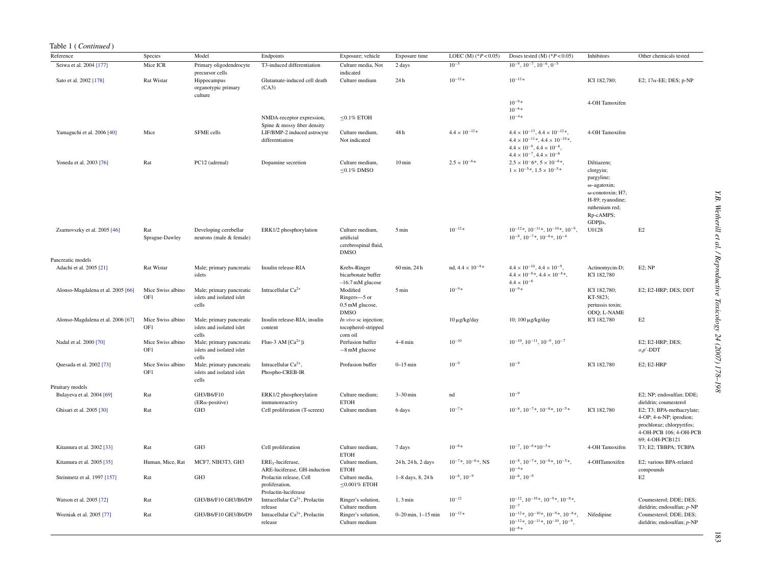Table 1 ( *Continued* )

| Reference | Species | Model | Endpoints | Exposure; vehicle | Exposure time | LOEC (M) (* $P<0.05$) | Doses tested (M) (* $P<0.05$) | Inhibitors | Other chemicals tested |
|---|---|---|---|---|---|---|---|---|---|
| Seiwa et al. 2004 [177] | Mice ICR | Primary oligodendrocyte precursor cells | T3-induced differentiation | Culture media, Not indicated | 2 days | $10^{-5}$ | $10^{-9}$, $10^{-7}$, $10^{-6}$, $0^{-5}$ | | |
| Sato et al. 2002 [178] | Rat Wistar | Hippocampus organotypic primary culture | Glutamate-induced cell death (CA3) | Culture medium | 24 h | $10^{-12}$* | $10^{-12}$* | ICI 182,780; | E2; 17α-EE; DES; p-NP |
| | | | | | | | $10^{-9}$*<br>$10^{-6}$* | 4-OH Tamoxifen | |
| | | | NMDA-receptor expression, Spine & mossy fiber density | ≤0.1% ETOH | | | $10^{-4}$* | | |
| Yamaguchi et al. 2006 [40] | Mice | SFME cells | LIF/BMP-2 induced astrocyte differentiation | Culture medium, Not indicated | 48 h | $4.4\times10^{-12}$* | $4.4\times10^{-13}$, $4.4\times10^{-12}$*, $4.4\times10^{-11}$*, $4.4\times10^{-10}$*, $4.4\times10^{-9}$, $4.4\times10^{-8}$, $4.4\times10^{-7}$, $4.4\times10^{-6}$ | 4-OH Tamoxifen | |
| Yoneda et al. 2003 [76] | Rat | PC12 (adrenal) | Dopamine secretion | Culture medium, ≤0.1% DMSO | 10 min | $2.5\times10^{-6}$* | $2.5\times10^{-6}$*, $5\times10^{-6}$*, $1\times10^{-5}$*, $1.5\times10^{-5}$* | Diltiazem; clorgyin; pargyline; ω–agatoxin; ω-conotoxin; H7; H-89; ryanodine; ruthenium red; Rp-cAMPS; GDPβs, | |
| Zsarnovszky et al. 2005 [46] | Rat Sprague-Dawley | Developing cerebellar neurons (male & female) | ERK1/2 phosphorylation | Culture medium, artificial cerebrospinal fluid, DMSO | 5 min | $10^{-12}$* | $10^{-12}$*, $10^{-11}$*, $10^{-10}$*, $10^{-9}$, $10^{-8}$, $10^{-7}$*, $10^{-6}$*, $10^{-4}$ | U0128 | E2 |
| Pancreatic models | | | | | | | | | |
| Adachi et al. 2005 [21] | Rat Wistar | Male; primary pancreatic islets | Insulin release-RIA | Krebs-Ringer bicarbonate buffer –16.7 mM glucose | 60 min, 24 h | nd, $4.4\times10^{-8}$* | $4.4\times10^{-10}$, $4.4\times10^{-9}$, $4.4\times10^{-8}$*, $4.4\times10^{-8}$*, $4.4\times10^{-6}$ | Actinomycin-D; ICI 182,780 | E2; NP |
| Alonso-Magdalena et al. 2005 [66] | Mice Swiss albino OF1 | Male; primary pancreatic islets and isolated islet cells | Intracellular $Ca^{2+}$ | Modified Ringers—5 or 0.5 mM glucose, DMSO | 5 min | $10^{-9}$* | $10^{-9}$* | ICI 182,780; KT-5823; pertussis toxin; ODQ; L-NAME | E2; E2-HRP; DES; DDT |
| Alonso-Magdalena et al. 2006 [67] | Mice Swiss albino OF1 | Male; primary pancreatic islets and isolated islet cells | Insulin release-RIA; insulin content | *In vivo* sc injection; tocopherol-stripped corn oil | | 10 μg/kg/day | 10; 100 μg/kg/day | ICI 182,780 | E2 |
| Nadal et al. 2000 [70] | Mice Swiss albino OF1 | Male; primary pancreatic islets and isolated islet cells | Fluo-3 AM [$Ca^{2+}$]i | Perfusion buffer −8 mM glucose | 4–8 min | $10^{-10}$ | $10^{-10}$, $10^{-11}$, $10^{-9}$, $10^{-7}$ | | E2; E2-HRP; DES; *o,p*′-DDT |
| Quesada et al. 2002 [73] | Mice Swiss albino OF1 | Male; primary pancreatic islets and isolated islet cells | Intracellular $Ca^{2+}$, Phospho-CREB-IR | Profusion buffer | 0–15 min | $10^{-9}$ | $10^{-9}$ | ICI 182,780 | E2; E2-HRP |
| Pituitary models | | | | | | | | | |
| Bulayeva et al. 2004 [69] | Rat | GH3/B6/F10 (ERα-positive) | ERK1/2 phosphorylation immunoreactivy | Culture medium; ETOH | 3–30 min | nd | $10^{-9}$ | | E2; NP; endosulfan; DDE; dieldrin; coumesterol |
| Ghisari et al. 2005 [30] | Rat | GH3 | Cell proliferation (T-screen) | Culture medium | 6 days | $10^{-7}$* | $10^{-8}$, $10^{-7}$*, $10^{-6}$*, $10^{-5}$* | ICI 182,780 | E2; T3; BPA-methacrylate; 4-OP; 4-n-NP; iprodion; prochloraz; chlorpyrifos; 4-OH-PCB 106; 4-OH-PCB 69; 4-OH-PCB121 |
| Kitamura et al. 2002 [33] | Rat | GH3 | Cell proliferation | Culture medium, ETOH | 7 days | $10^{-6}$* | $10^{-7}$, $10^{-6}$*$10^{-5}$* | 4-OH Tamoxifen | T3; E2; TBBPA; TCBPA |
| Kitamura et al. 2005 [35] | Human, Mice, Rat | MCF7, NIH3T3, GH3 | $ERE_3$-luciferase, ARE-luciferase, GH-induction | Culture medium, ETOH | 24 h, 24 h, 2 days | $10^{-7}$*, $10^{-6}$*, NS | $10^{-8}$, $10^{-7}$*, $10^{-6}$*, $10^{-5}$*, $10^{-4}$* | 4-OHTamoxifen | E2; various BPA-related compounds |
| Steinmetz et al. 1997 [157] | Rat | GH3 | Prolactin release, Cell proliferation, Prolactin-luciferase | Culture media, ≤0.001% ETOH | 1–8 days, 8, 24 h | $10^{-6}$, $10^{-9}$ | $10^{-6}$, $10^{-9}$ | | E2 |
| Watson et al. 2005 [72] | Rat | GH3/B6/F10 GH3/B6/D9 | Intracellular $Ca^{2+}$, Prolactin release | Ringer's solution, Culture medium | 1, 3 min | $10^{-12}$ | $10^{-12}$, $10^{-10}$*, $10^{-9}$*, $10^{-8}$*, $10^{-7}$ | | Coumesterol; DDE; DES; dieldrin; endosulfan; *p*-NP |
| Wozniak et al. 2005 [77] | Rat | GH3/B6/F10 GH3/B6/D9 | Intracellular $Ca^{2+}$, Prolactin release | Ringer's solution, Culture medium | 0–20 min, 1–15 min | $10^{-12}$* | $10^{-12}$*, $10^{-10}$*, $10^{-9}$*, $10^{-8}$*, $10^{-12}$*, $10^{-11}$*, $10^{-10}$, $10^{-9}$, $10^{-8}$* | Nifedipine | Coumesterol; DDE; DES; dieldrin; endosulfan; *p*-NP |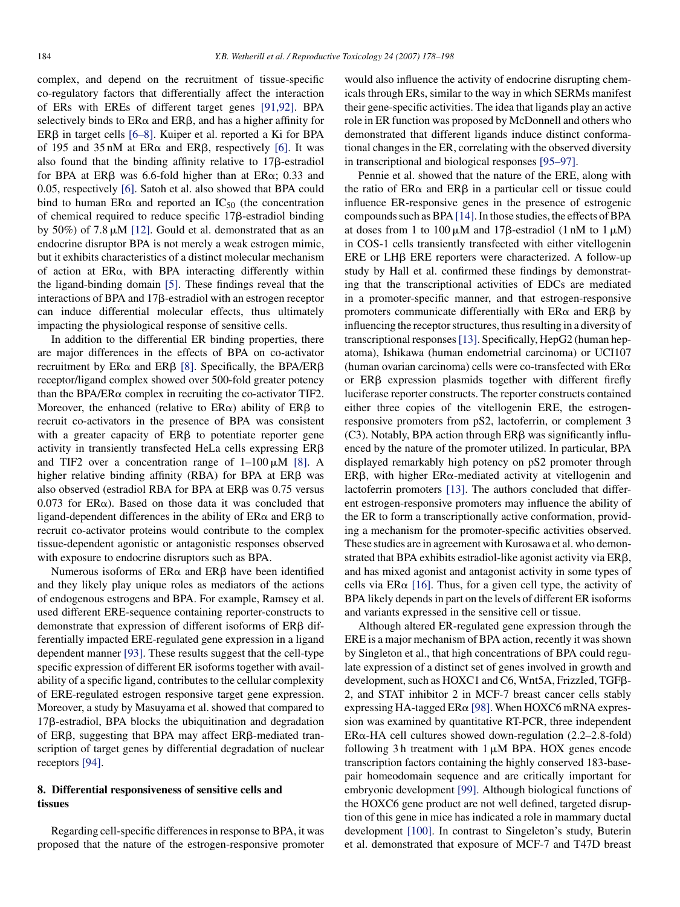complex, and depend on the recruitment of tissue-specific co-regulatory factors that differentially affect the interaction of ERs with EREs of different target genes [91,92]. BPA selectively binds to ERα and ERβ, and has a higher affinity for ERβ in target cells [6–8]. Kuiper et al. reported a Ki for BPA of 195 and 35 nM at ERα and ERβ, respectively [6]. It was also found that the binding affinity relative to 17β-estradiol for BPA at ERβ was 6.6-fold higher than at ERα; 0.33 and 0.05, respectively [6]. Satoh et al. also showed that BPA could bind to human ERα and reported an $IC_{50}$ (the concentration of chemical required to reduce specific 17β-estradiol binding by 50%) of 7.8 μM [12]. Gould et al. demonstrated that as an endocrine disruptor BPA is not merely a weak estrogen mimic, but it exhibits characteristics of a distinct molecular mechanism of action at ERα, with BPA interacting differently within the ligand-binding domain [5]. These findings reveal that the interactions of BPA and 17β-estradiol with an estrogen receptor can induce differential molecular effects, thus ultimately impacting the physiological response of sensitive cells.

In addition to the differential ER binding properties, there are major differences in the effects of BPA on co-activator recruitment by ERα and ERβ [8]. Specifically, the BPA/ERβ receptor/ligand complex showed over 500-fold greater potency than the BPA/ERα complex in recruiting the co-activator TIF2. Moreover, the enhanced (relative to ERα) ability of ERβ to recruit co-activators in the presence of BPA was consistent with a greater capacity of ERβ to potentiate reporter gene activity in transiently transfected HeLa cells expressing ERβ and TIF2 over a concentration range of 1–100 μM [8]. A higher relative binding affinity (RBA) for BPA at ERβ was also observed (estradiol RBA for BPA at ERβ was 0.75 versus 0.073 for ERα). Based on those data it was concluded that ligand-dependent differences in the ability of ERα and ERβ to recruit co-activator proteins would contribute to the complex tissue-dependent agonistic or antagonistic responses observed with exposure to endocrine disruptors such as BPA.

Numerous isoforms of ERα and ERβ have been identified and they likely play unique roles as mediators of the actions of endogenous estrogens and BPA. For example, Ramsey et al. used different ERE-sequence containing reporter-constructs to demonstrate that expression of different isoforms of ERβ differentially impacted ERE-regulated gene expression in a ligand dependent manner [93]. These results suggest that the cell-type specific expression of different ER isoforms together with availability of a specific ligand, contributes to the cellular complexity of ERE-regulated estrogen responsive target gene expression. Moreover, a study by Masuyama et al. showed that compared to 17β-estradiol, BPA blocks the ubiquitination and degradation of ERβ, suggesting that BPA may affect ERβ-mediated transcription of target genes by differential degradation of nuclear receptors [94].

## 8. Differential responsiveness of sensitive cells and tissues

Regarding cell-specific differences in response to BPA, it was proposed that the nature of the estrogen-responsive promoter would also influence the activity of endocrine disrupting chemicals through ERs, similar to the way in which SERMs manifest their gene-specific activities. The idea that ligands play an active role in ER function was proposed by McDonnell and others who demonstrated that different ligands induce distinct conformational changes in the ER, correlating with the observed diversity in transcriptional and biological responses [95–97].

Pennie et al. showed that the nature of the ERE, along with the ratio of ERα and ERβ in a particular cell or tissue could influence ER-responsive genes in the presence of estrogenic compounds such as BPA [14]. In those studies, the effects of BPA at doses from 1 to 100 μM and 17β-estradiol (1 nM to 1 μM) in COS-1 cells transiently transfected with either vitellogenin ERE or LHβ ERE reporters were characterized. A follow-up study by Hall et al. confirmed these findings by demonstrating that the transcriptional activities of EDCs are mediated in a promoter-specific manner, and that estrogen-responsive promoters communicate differentially with ERα and ERβ by influencing the receptor structures, thus resulting in a diversity of transcriptional responses [13]. Specifically, HepG2 (human hepatoma), Ishikawa (human endometrial carcinoma) or UCI107 (human ovarian carcinoma) cells were co-transfected with ERα or ERβ expression plasmids together with different firefly luciferase reporter constructs. The reporter constructs contained either three copies of the vitellogenin ERE, the estrogen-responsive promoters from pS2, lactoferrin, or complement 3 (C3). Notably, BPA action through ERβ was significantly influenced by the nature of the promoter utilized. In particular, BPA displayed remarkably high potency on pS2 promoter through ERβ, with higher ERα-mediated activity at vitellogenin and lactoferrin promoters [13]. The authors concluded that different estrogen-responsive promoters may influence the ability of the ER to form a transcriptionally active conformation, providing a mechanism for the promoter-specific activities observed. These studies are in agreement with Kurosawa et al. who demonstrated that BPA exhibits estradiol-like agonist activity via ERβ, and has mixed agonist and antagonist activity in some types of cells via ERα [16]. Thus, for a given cell type, the activity of BPA likely depends in part on the levels of different ER isoforms and variants expressed in the sensitive cell or tissue.

Although altered ER-regulated gene expression through the ERE is a major mechanism of BPA action, recently it was shown by Singleton et al., that high concentrations of BPA could regulate expression of a distinct set of genes involved in growth and development, such as HOXC1 and C6, Wnt5A, Frizzled, TGFβ-2, and STAT inhibitor 2 in MCF-7 breast cancer cells stably expressing HA-tagged ERα [98]. When HOXC6 mRNA expression was examined by quantitative RT-PCR, three independent ERα-HA cell cultures showed down-regulation (2.2–2.8-fold) following 3 h treatment with 1 μM BPA. HOX genes encode transcription factors containing the highly conserved 183-base-pair homeodomain sequence and are critically important for embryonic development [99]. Although biological functions of the HOXC6 gene product are not well defined, targeted disruption of this gene in mice has indicated a role in mammary ductal development [100]. In contrast to Singeleton's study, Buterin et al. demonstrated that exposure of MCF-7 and T47D breast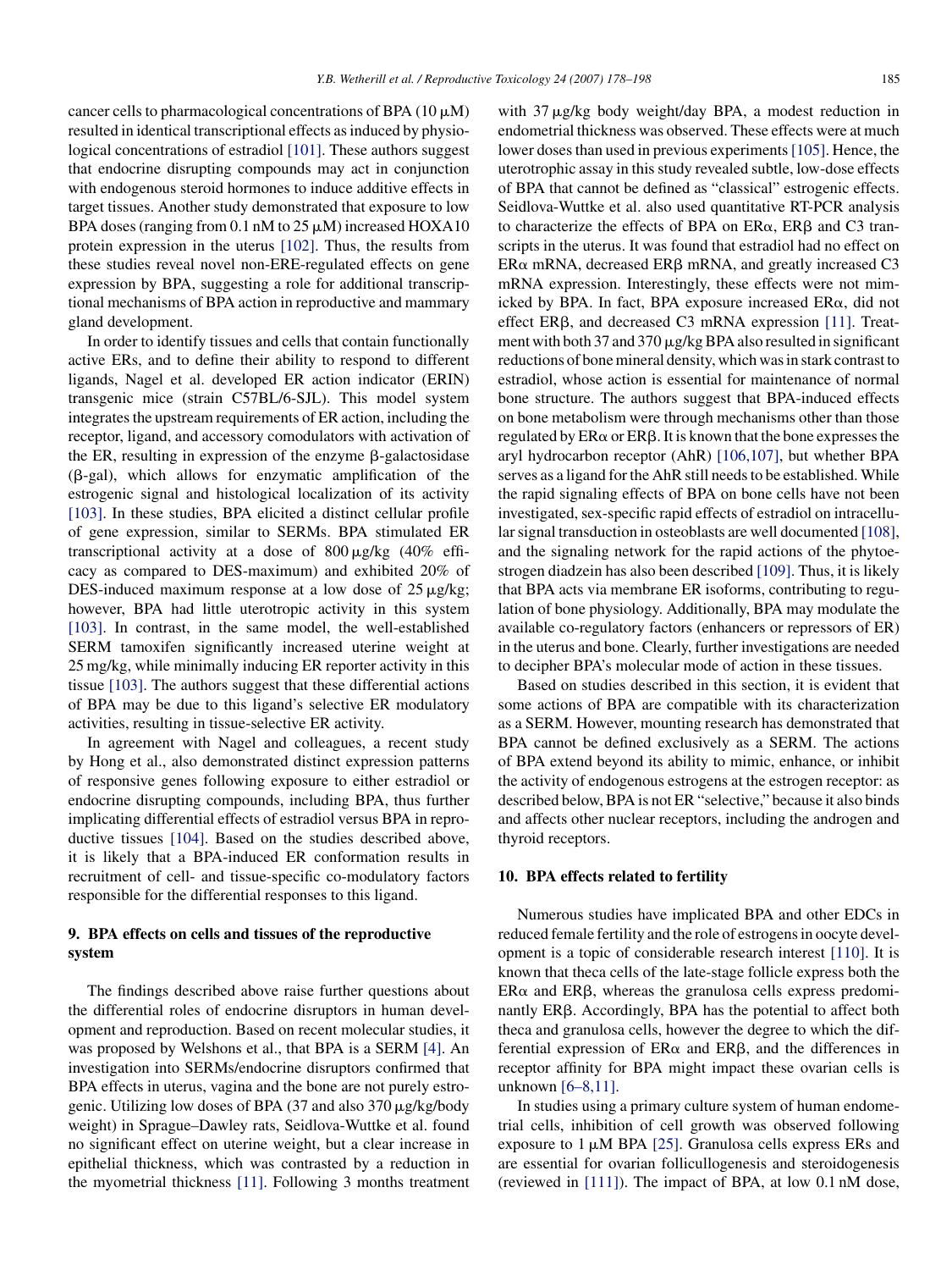cancer cells to pharmacological concentrations of BPA (10 μM) resulted in identical transcriptional effects as induced by physiological concentrations of estradiol [101]. These authors suggest that endocrine disrupting compounds may act in conjunction with endogenous steroid hormones to induce additive effects in target tissues. Another study demonstrated that exposure to low BPA doses (ranging from 0.1 nM to 25 μM) increased HOXA10 protein expression in the uterus [102]. Thus, the results from these studies reveal novel non-ERE-regulated effects on gene expression by BPA, suggesting a role for additional transcriptional mechanisms of BPA action in reproductive and mammary gland development.

In order to identify tissues and cells that contain functionally active ERs, and to define their ability to respond to different ligands, Nagel et al. developed ER action indicator (ERIN) transgenic mice (strain C57BL/6-SJL). This model system integrates the upstream requirements of ER action, including the receptor, ligand, and accessory comodulators with activation of the ER, resulting in expression of the enzyme β-galactosidase (β-gal), which allows for enzymatic amplification of the estrogenic signal and histological localization of its activity [103]. In these studies, BPA elicited a distinct cellular profile of gene expression, similar to SERMs. BPA stimulated ER transcriptional activity at a dose of 800 μg/kg (40% efficacy as compared to DES-maximum) and exhibited 20% of DES-induced maximum response at a low dose of 25 μg/kg; however, BPA had little uterotropic activity in this system [103]. In contrast, in the same model, the well-established SERM tamoxifen significantly increased uterine weight at 25 mg/kg, while minimally inducing ER reporter activity in this tissue [103]. The authors suggest that these differential actions of BPA may be due to this ligand's selective ER modulatory activities, resulting in tissue-selective ER activity.

In agreement with Nagel and colleagues, a recent study by Hong et al., also demonstrated distinct expression patterns of responsive genes following exposure to either estradiol or endocrine disrupting compounds, including BPA, thus further implicating differential effects of estradiol versus BPA in reproductive tissues [104]. Based on the studies described above, it is likely that a BPA-induced ER conformation results in recruitment of cell- and tissue-specific co-modulatory factors responsible for the differential responses to this ligand.

## 9. BPA effects on cells and tissues of the reproductive system

The findings described above raise further questions about the differential roles of endocrine disruptors in human development and reproduction. Based on recent molecular studies, it was proposed by Welshons et al., that BPA is a SERM [4]. An investigation into SERMs/endocrine disruptors confirmed that BPA effects in uterus, vagina and the bone are not purely estrogenic. Utilizing low doses of BPA (37 and also 370 μg/kg/body weight) in Sprague–Dawley rats, Seidlova-Wuttke et al. found no significant effect on uterine weight, but a clear increase in epithelial thickness, which was contrasted by a reduction in the myometrial thickness [11]. Following 3 months treatment with 37 μg/kg body weight/day BPA, a modest reduction in endometrial thickness was observed. These effects were at much lower doses than used in previous experiments [105]. Hence, the uterotrophic assay in this study revealed subtle, low-dose effects of BPA that cannot be defined as "classical" estrogenic effects. Seidlova-Wuttke et al. also used quantitative RT-PCR analysis to characterize the effects of BPA on ERα, ERβ and C3 transcripts in the uterus. It was found that estradiol had no effect on ERα mRNA, decreased ERβ mRNA, and greatly increased C3 mRNA expression. Interestingly, these effects were not mimicked by BPA. In fact, BPA exposure increased ERα, did not effect ERβ, and decreased C3 mRNA expression [11]. Treatment with both 37 and 370 μg/kg BPA also resulted in significant reductions of bone mineral density, which was in stark contrast to estradiol, whose action is essential for maintenance of normal bone structure. The authors suggest that BPA-induced effects on bone metabolism were through mechanisms other than those regulated by ERα or ERβ. It is known that the bone expresses the aryl hydrocarbon receptor (AhR) [106,107], but whether BPA serves as a ligand for the AhR still needs to be established. While the rapid signaling effects of BPA on bone cells have not been investigated, sex-specific rapid effects of estradiol on intracellular signal transduction in osteoblasts are well documented [108], and the signaling network for the rapid actions of the phytoestrogen diadzein has also been described [109]. Thus, it is likely that BPA acts via membrane ER isoforms, contributing to regulation of bone physiology. Additionally, BPA may modulate the available co-regulatory factors (enhancers or repressors of ER) in the uterus and bone. Clearly, further investigations are needed to decipher BPA's molecular mode of action in these tissues.

Based on studies described in this section, it is evident that some actions of BPA are compatible with its characterization as a SERM. However, mounting research has demonstrated that BPA cannot be defined exclusively as a SERM. The actions of BPA extend beyond its ability to mimic, enhance, or inhibit the activity of endogenous estrogens at the estrogen receptor: as described below, BPA is not ER "selective," because it also binds and affects other nuclear receptors, including the androgen and thyroid receptors.

## 10. BPA effects related to fertility

Numerous studies have implicated BPA and other EDCs in reduced female fertility and the role of estrogens in oocyte development is a topic of considerable research interest [110]. It is known that theca cells of the late-stage follicle express both the ERα and ERβ, whereas the granulosa cells express predominantly ERβ. Accordingly, BPA has the potential to affect both theca and granulosa cells, however the degree to which the differential expression of ERα and ERβ, and the differences in receptor affinity for BPA might impact these ovarian cells is unknown [6–8,11].

In studies using a primary culture system of human endometrial cells, inhibition of cell growth was observed following exposure to 1 μM BPA [25]. Granulosa cells express ERs and are essential for ovarian follicullogenesis and steroidogenesis (reviewed in [111]). The impact of BPA, at low 0.1 nM dose,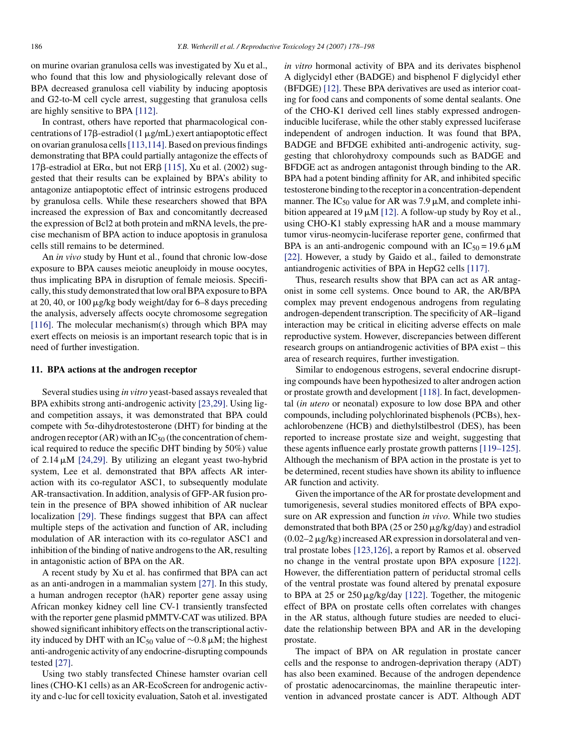on murine ovarian granulosa cells was investigated by Xu et al., who found that this low and physiologically relevant dose of BPA decreased granulosa cell viability by inducing apoptosis and G2-to-M cell cycle arrest, suggesting that granulosa cells are highly sensitive to BPA [112].

In contrast, others have reported that pharmacological concentrations of 17β-estradiol (1 μg/mL) exert antiapoptotic effect on ovarian granulosa cells [113,114]. Based on previous findings demonstrating that BPA could partially antagonize the effects of 17β-estradiol at ERα, but not ERβ [115], Xu et al. (2002) suggested that their results can be explained by BPA's ability to antagonize antiapoptotic effect of intrinsic estrogens produced by granulosa cells. While these researchers showed that BPA increased the expression of Bax and concomitantly decreased the expression of Bcl2 at both protein and mRNA levels, the precise mechanism of BPA action to induce apoptosis in granulosa cells still remains to be determined.

An *in vivo* study by Hunt et al., found that chronic low-dose exposure to BPA causes meiotic aneuploidy in mouse oocytes, thus implicating BPA in disruption of female meiosis. Specifically, this study demonstrated that low oral BPA exposure to BPA at 20, 40, or 100 μg/kg body weight/day for 6–8 days preceding the analysis, adversely affects oocyte chromosome segregation [116]. The molecular mechanism(s) through which BPA may exert effects on meiosis is an important research topic that is in need of further investigation.

## 11. BPA actions at the androgen receptor

Several studies using *in vitro* yeast-based assays revealed that BPA exhibits strong anti-androgenic activity [23,29]. Using ligand competition assays, it was demonstrated that BPA could compete with 5α-dihydrotestosterone (DHT) for binding at the androgen receptor (AR) with an $IC_{50}$ (the concentration of chemical required to reduce the specific DHT binding by 50%) value of 2.14 μM [24,29]. By utilizing an elegant yeast two-hybrid system, Lee et al. demonstrated that BPA affects AR interaction with its co-regulator ASC1, to subsequently modulate AR-transactivation. In addition, analysis of GFP-AR fusion protein in the presence of BPA showed inhibition of AR nuclear localization [29]. These findings suggest that BPA can affect multiple steps of the activation and function of AR, including modulation of AR interaction with its co-regulator ASC1 and inhibition of the binding of native androgens to the AR, resulting in antagonistic action of BPA on the AR.

A recent study by Xu et al. has confirmed that BPA can act as an anti-androgen in a mammalian system [27]. In this study, a human androgen receptor (hAR) reporter gene assay using African monkey kidney cell line CV-1 transiently transfected with the reporter gene plasmid pMMTV-CAT was utilized. BPA showed significant inhibitory effects on the transcriptional activity induced by DHT with an $IC_{50}$ value of ∼0.8 μM; the highest anti-androgenic activity of any endocrine-disrupting compounds tested [27].

Using two stably transfected Chinese hamster ovarian cell lines (CHO-K1 cells) as an AR-EcoScreen for androgenic activity and c-luc for cell toxicity evaluation, Satoh et al. investigated *in vitro* hormonal activity of BPA and its derivates bisphenol A diglycidyl ether (BADGE) and bisphenol F diglycidyl ether (BFDGE) [12]. These BPA derivatives are used as interior coating for food cans and components of some dental sealants. One of the CHO-K1 derived cell lines stably expressed androgen-inducible luciferase, while the other stably expressed luciferase independent of androgen induction. It was found that BPA, BADGE and BFDGE exhibited anti-androgenic activity, suggesting that chlorohydroxy compounds such as BADGE and BFDGE act as androgen antagonist through binding to the AR. BPA had a potent binding affinity for AR, and inhibited specific testosterone binding to the receptor in a concentration-dependent manner. The $IC_{50}$ value for AR was 7.9 μM, and complete inhibition appeared at 19 μM [12]. A follow-up study by Roy et al., using CHO-K1 stably expressing hAR and a mouse mammary tumor virus-neomycin-luciferase reporter gene, confirmed that BPA is an anti-androgenic compound with an $IC_{50}$ = 19.6 μM [22]. However, a study by Gaido et al., failed to demonstrate antiandrogenic activities of BPA in HepG2 cells [117].

Thus, research results show that BPA can act as AR antagonist in some cell systems. Once bound to AR, the AR/BPA complex may prevent endogenous androgens from regulating androgen-dependent transcription. The specificity of AR–ligand interaction may be critical in eliciting adverse effects on male reproductive system. However, discrepancies between different research groups on antiandrogenic activities of BPA exist – this area of research requires, further investigation.

Similar to endogenous estrogens, several endocrine disrupting compounds have been hypothesized to alter androgen action or prostate growth and development [118]. In fact, developmental (*in utero* or neonatal) exposure to low dose BPA and other compounds, including polychlorinated bisphenols (PCBs), hexachlorobenzene (HCB) and diethylstilbestrol (DES), has been reported to increase prostate size and weight, suggesting that these agents influence early prostate growth patterns [119–125]. Although the mechanism of BPA action in the prostate is yet to be determined, recent studies have shown its ability to influence AR function and activity.

Given the importance of the AR for prostate development and tumorigenesis, several studies monitored effects of BPA exposure on AR expression and function *in vivo*. While two studies demonstrated that both BPA (25 or 250 μg/kg/day) and estradiol (0.02–2 μg/kg) increased AR expression in dorsolateral and ventral prostate lobes [123,126], a report by Ramos et al. observed no change in the ventral prostate upon BPA exposure [122]. However, the differentiation pattern of periductal stromal cells of the ventral prostate was found altered by prenatal exposure to BPA at 25 or 250 μg/kg/day [122]. Together, the mitogenic effect of BPA on prostate cells often correlates with changes in the AR status, although future studies are needed to elucidate the relationship between BPA and AR in the developing prostate.

The impact of BPA on AR regulation in prostate cancer cells and the response to androgen-deprivation therapy (ADT) has also been examined. Because of the androgen dependence of prostatic adenocarcinomas, the mainline therapeutic intervention in advanced prostate cancer is ADT. Although ADT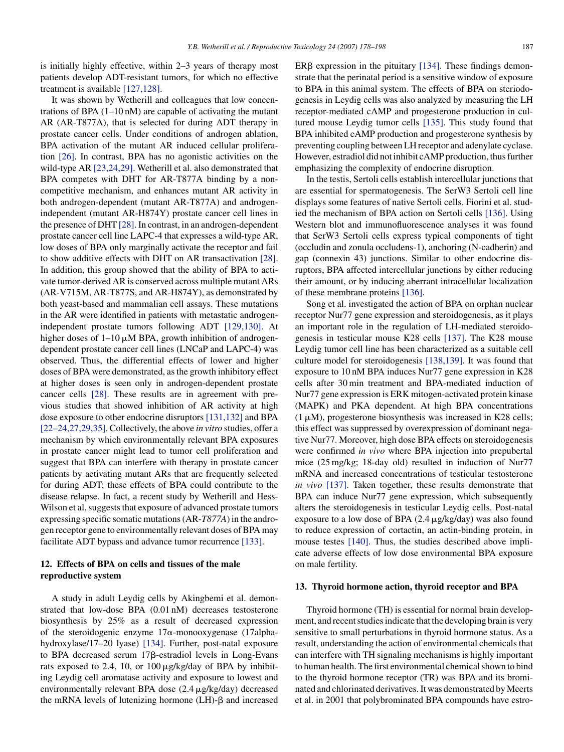is initially highly effective, within 2–3 years of therapy most patients develop ADT-resistant tumors, for which no effective treatment is available [127,128].

It was shown by Wetherill and colleagues that low concentrations of BPA (1–10 nM) are capable of activating the mutant AR (AR-T877A), that is selected for during ADT therapy in prostate cancer cells. Under conditions of androgen ablation, BPA activation of the mutant AR induced cellular proliferation [26]. In contrast, BPA has no agonistic activities on the wild-type AR [23,24,29]. Wetherill et al. also demonstrated that BPA competes with DHT for AR-T877A binding by a non-competitive mechanism, and enhances mutant AR activity in both androgen-dependent (mutant AR-T877A) and androgen-independent (mutant AR-H874Y) prostate cancer cell lines in the presence of DHT [28]. In contrast, in an androgen-dependent prostate cancer cell line LAPC-4 that expresses a wild-type AR, low doses of BPA only marginally activate the receptor and fail to show additive effects with DHT on AR transactivation [28]. In addition, this group showed that the ability of BPA to activate tumor-derived AR is conserved across multiple mutant ARs (AR-V715M, AR-T877S, and AR-H874Y), as demonstrated by both yeast-based and mammalian cell assays. These mutations in the AR were identified in patients with metastatic androgen-independent prostate tumors following ADT [129,130]. At higher doses of 1–10 μM BPA, growth inhibition of androgen-dependent prostate cancer cell lines (LNCaP and LAPC-4) was observed. Thus, the differential effects of lower and higher doses of BPA were demonstrated, as the growth inhibitory effect at higher doses is seen only in androgen-dependent prostate cancer cells [28]. These results are in agreement with previous studies that showed inhibition of AR activity at high dose exposure to other endocrine disruptors [131,132] and BPA [22–24,27,29,35]. Collectively, the above *in vitro* studies, offer a mechanism by which environmentally relevant BPA exposures in prostate cancer might lead to tumor cell proliferation and suggest that BPA can interfere with therapy in prostate cancer patients by activating mutant ARs that are frequently selected for during ADT; these effects of BPA could contribute to the disease relapse. In fact, a recent study by Wetherill and Hess-Wilson et al. suggests that exposure of advanced prostate tumors expressing specific somatic mutations (AR-*T877A*) in the androgen receptor gene to environmentally relevant doses of BPA may facilitate ADT bypass and advance tumor recurrence [133].

## 12. Effects of BPA on cells and tissues of the male reproductive system

A study in adult Leydig cells by Akingbemi et al. demonstrated that low-dose BPA (0.01 nM) decreases testosterone biosynthesis by 25% as a result of decreased expression of the steroidogenic enzyme 17α-monooxygenase (17alpha-hydroxylase/17–20 lyase) [134]. Further, post-natal exposure to BPA decreased serum 17β-estradiol levels in Long-Evans rats exposed to 2.4, 10, or 100 μg/kg/day of BPA by inhibiting Leydig cell aromatase activity and exposure to lowest and environmentally relevant BPA dose (2.4 μg/kg/day) decreased the mRNA levels of lutenizing hormone (LH)-β and increased ERβ expression in the pituitary [134]. These findings demonstrate that the perinatal period is a sensitive window of exposure to BPA in this animal system. The effects of BPA on steriodogenesis in Leydig cells was also analyzed by measuring the LH receptor-mediated cAMP and progesterone production in cultured mouse Leydig tumor cells [135]. This study found that BPA inhibited cAMP production and progesterone synthesis by preventing coupling between LH receptor and adenylate cyclase. However, estradiol did not inhibit cAMP production, thus further emphasizing the complexity of endocrine disruption.

In the testis, Sertoli cells establish intercellular junctions that are essential for spermatogenesis. The SerW3 Sertoli cell line displays some features of native Sertoli cells. Fiorini et al. studied the mechanism of BPA action on Sertoli cells [136]. Using Western blot and immunofluorescence analyses it was found that SerW3 Sertoli cells express typical components of tight (occludin and zonula occludens-1), anchoring (N-cadherin) and gap (connexin 43) junctions. Similar to other endocrine disruptors, BPA affected intercellular junctions by either reducing their amount, or by inducing aberrant intracellular localization of these membrane proteins [136].

Song et al. investigated the action of BPA on orphan nuclear receptor Nur77 gene expression and steroidogenesis, as it plays an important role in the regulation of LH-mediated steroidogenesis in testicular mouse K28 cells [137]. The K28 mouse Leydig tumor cell line has been characterized as a suitable cell culture model for steroidogenesis [138,139]. It was found that exposure to 10 nM BPA induces Nur77 gene expression in K28 cells after 30 min treatment and BPA-mediated induction of Nur77 gene expression is ERK mitogen-activated protein kinase (MAPK) and PKA dependent. At high BPA concentrations (1 μM), progesterone biosynthesis was increased in K28 cells; this effect was suppressed by overexpression of dominant negative Nur77. Moreover, high dose BPA effects on steroidogenesis were confirmed *in vivo* where BPA injection into prepubertal mice (25 mg/kg; 18-day old) resulted in induction of Nur77 mRNA and increased concentrations of testicular testosterone *in vivo* [137]. Taken together, these results demonstrate that BPA can induce Nur77 gene expression, which subsequently alters the steroidogenesis in testicular Leydig cells. Post-natal exposure to a low dose of BPA (2.4 μg/kg/day) was also found to reduce expression of cortactin, an actin-binding protein, in mouse testes [140]. Thus, the studies described above implicate adverse effects of low dose environmental BPA exposure on male fertility.

## 13. Thyroid hormone action, thyroid receptor and BPA

Thyroid hormone (TH) is essential for normal brain development, and recent studies indicate that the developing brain is very sensitive to small perturbations in thyroid hormone status. As a result, understanding the action of environmental chemicals that can interfere with TH signaling mechanisms is highly important to human health. The first environmental chemical shown to bind to the thyroid hormone receptor (TR) was BPA and its brominated and chlorinated derivatives. It was demonstrated by Meerts et al. in 2001 that polybrominated BPA compounds have estro-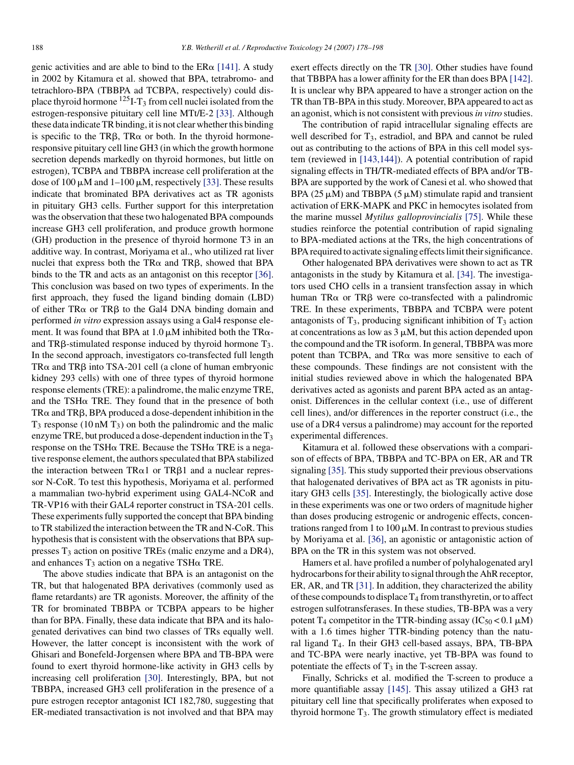genic activities and are able to bind to the ERα [141]. A study in 2002 by Kitamura et al. showed that BPA, tetrabromo- and tetrachloro-BPA (TBBPA ad TCBPA, respectively) could displace thyroid hormone $^{125}$I-$T_3$ from cell nuclei isolated from the estrogen-responsive pituitary cell line MtT/E-2 [33]. Although these data indicate TR binding, it is not clear whether this binding is specific to the TRβ, TRα or both. In the thyroid hormone-responsive pituitary cell line GH3 (in which the growth hormone secretion depends markedly on thyroid hormones, but little on estrogen), TCBPA and TBBPA increase cell proliferation at the dose of 100 μM and 1–100 μM, respectively [33]. These results indicate that brominated BPA derivatives act as TR agonists in pituitary GH3 cells. Further support for this interpretation was the observation that these two halogenated BPA compounds increase GH3 cell proliferation, and produce growth hormone (GH) production in the presence of thyroid hormone T3 in an additive way. In contrast, Moriyama et al., who utilized rat liver nuclei that express both the TRα and TRβ, showed that BPA binds to the TR and acts as an antagonist on this receptor [36]. This conclusion was based on two types of experiments. In the first approach, they fused the ligand binding domain (LBD) of either TRα or TRβ to the Gal4 DNA binding domain and performed *in vitro* expression assays using a Gal4 response element. It was found that BPA at 1.0 μM inhibited both the TRα- and TRβ-stimulated response induced by thyroid hormone $T_3$. In the second approach, investigators co-transfected full length TRα and TRβ into TSA-201 cell (a clone of human embryonic kidney 293 cells) with one of three types of thyroid hormone response elements (TRE): a palindrome, the malic enzyme TRE, and the TSHα TRE. They found that in the presence of both TRα and TRβ, BPA produced a dose-dependent inhibition in the $T_3$ response (10 nM $T_3$) on both the palindromic and the malic enzyme TRE, but produced a dose-dependent induction in the $T_3$ response on the TSHα TRE. Because the TSHα TRE is a negative response element, the authors speculated that BPA stabilized the interaction between TRα1 or TRβ1 and a nuclear repressor N-CoR. To test this hypothesis, Moriyama et al. performed a mammalian two-hybrid experiment using GAL4-NCoR and TR-VP16 with their GAL4 reporter construct in TSA-201 cells. These experiments fully supported the concept that BPA binding to TR stabilized the interaction between the TR and N-CoR. This hypothesis that is consistent with the observations that BPA suppresses $T_3$ action on positive TREs (malic enzyme and a DR4), and enhances $T_3$ action on a negative TSHα TRE.

The above studies indicate that BPA is an antagonist on the TR, but that halogenated BPA derivatives (commonly used as flame retardants) are TR agonists. Moreover, the affinity of the TR for brominated TBBPA or TCBPA appears to be higher than for BPA. Finally, these data indicate that BPA and its halogenated derivatives can bind two classes of TRs equally well. However, the latter concept is inconsistent with the work of Ghisari and Bonefeld-Jorgensen where BPA and TB-BPA were found to exert thyroid hormone-like activity in GH3 cells by increasing cell proliferation [30]. Interestingly, BPA, but not TBBPA, increased GH3 cell proliferation in the presence of a pure estrogen receptor antagonist ICI 182,780, suggesting that ER-mediated transactivation is not involved and that BPA may exert effects directly on the TR [30]. Other studies have found that TBBPA has a lower affinity for the ER than does BPA [142]. It is unclear why BPA appeared to have a stronger action on the TR than TB-BPA in this study. Moreover, BPA appeared to act as an agonist, which is not consistent with previous *in vitro* studies.

The contribution of rapid intracellular signaling effects are well described for $T_3$, estradiol, and BPA and cannot be ruled out as contributing to the actions of BPA in this cell model system (reviewed in [143,144]). A potential contribution of rapid signaling effects in TH/TR-mediated effects of BPA and/or TB-BPA are supported by the work of Canesi et al. who showed that BPA (25 μM) and TBBPA (5 μM) stimulate rapid and transient activation of ERK-MAPK and PKC in hemocytes isolated from the marine mussel *Mytilus galloprovincialis* [75]. While these studies reinforce the potential contribution of rapid signaling to BPA-mediated actions at the TRs, the high concentrations of BPA required to activate signaling effects limit their significance.

Other halogenated BPA derivatives were shown to act as TR antagonists in the study by Kitamura et al. [34]. The investigators used CHO cells in a transient transfection assay in which human TRα or TRβ were co-transfected with a palindromic TRE. In these experiments, TBBPA and TCBPA were potent antagonists of $T_3$, producing significant inhibition of $T_3$ action at concentrations as low as 3 μM, but this action depended upon the compound and the TR isoform. In general, TBBPA was more potent than TCBPA, and TRα was more sensitive to each of these compounds. These findings are not consistent with the initial studies reviewed above in which the halogenated BPA derivatives acted as agonists and parent BPA acted as an antagonist. Differences in the cellular context (i.e., use of different cell lines), and/or differences in the reporter construct (i.e., the use of a DR4 versus a palindrome) may account for the reported experimental differences.

Kitamura et al. followed these observations with a comparison of effects of BPA, TBBPA and TC-BPA on ER, AR and TR signaling [35]. This study supported their previous observations that halogenated derivatives of BPA act as TR agonists in pituitary GH3 cells [35]. Interestingly, the biologically active dose in these experiments was one or two orders of magnitude higher than doses producing estrogenic or androgenic effects, concentrations ranged from 1 to 100 μM. In contrast to previous studies by Moriyama et al. [36], an agonistic or antagonistic action of BPA on the TR in this system was not observed.

Hamers et al. have profiled a number of polyhalogenated aryl hydrocarbons for their ability to signal through the AhR receptor, ER, AR, and TR [31]. In addition, they characterized the ability of these compounds to displace $T_4$ from transthyretin, or to affect estrogen sulfotransferases. In these studies, TB-BPA was a very potent $T_4$ competitor in the TTR-binding assay ($IC_{50} < 0.1$ μM) with a 1.6 times higher TTR-binding potency than the natural ligand $T_4$. In their GH3 cell-based assays, BPA, TB-BPA and TC-BPA were nearly inactive, yet TB-BPA was found to potentiate the effects of $T_3$ in the T-screen assay.

Finally, Schricks et al. modified the T-screen to produce a more quantifiable assay [145]. This assay utilized a GH3 rat pituitary cell line that specifically proliferates when exposed to thyroid hormone $T_3$. The growth stimulatory effect is mediated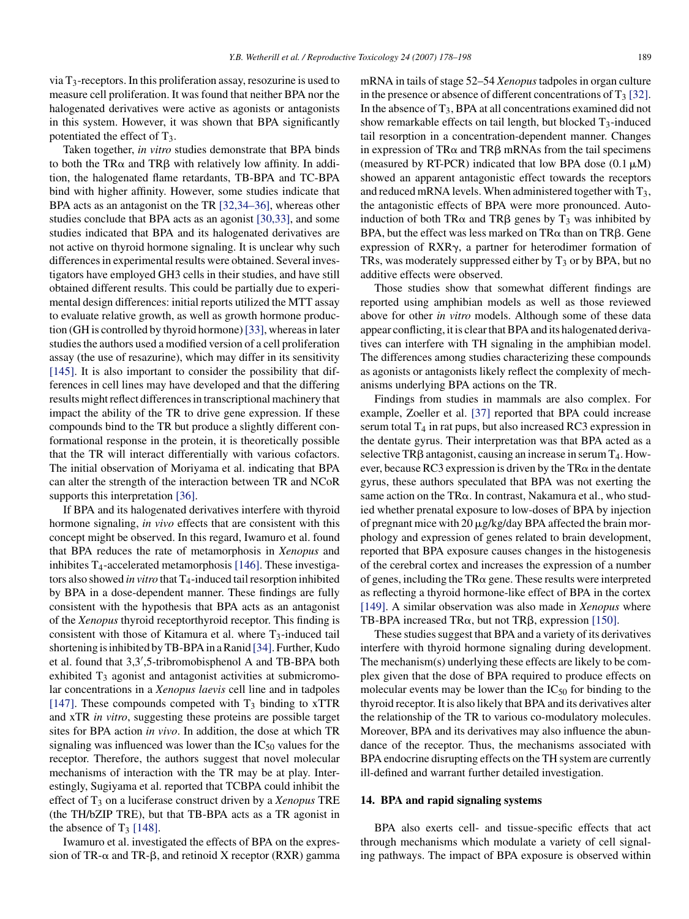via $T_3$-receptors. In this proliferation assay, resozurine is used to measure cell proliferation. It was found that neither BPA nor the halogenated derivatives were active as agonists or antagonists in this system. However, it was shown that BPA significantly potentiated the effect of $T_3$.

Taken together, *in vitro* studies demonstrate that BPA binds to both the TRα and TRβ with relatively low affinity. In addition, the halogenated flame retardants, TB-BPA and TC-BPA bind with higher affinity. However, some studies indicate that BPA acts as an antagonist on the TR [32,34–36], whereas other studies conclude that BPA acts as an agonist [30,33], and some studies indicated that BPA and its halogenated derivatives are not active on thyroid hormone signaling. It is unclear why such differences in experimental results were obtained. Several investigators have employed GH3 cells in their studies, and have still obtained different results. This could be partially due to experimental design differences: initial reports utilized the MTT assay to evaluate relative growth, as well as growth hormone production (GH is controlled by thyroid hormone) [33], whereas in later studies the authors used a modified version of a cell proliferation assay (the use of resazurine), which may differ in its sensitivity [145]. It is also important to consider the possibility that differences in cell lines may have developed and that the differing results might reflect differences in transcriptional machinery that impact the ability of the TR to drive gene expression. If these compounds bind to the TR but produce a slightly different conformational response in the protein, it is theoretically possible that the TR will interact differentially with various cofactors. The initial observation of Moriyama et al. indicating that BPA can alter the strength of the interaction between TR and NCoR supports this interpretation [36].

If BPA and its halogenated derivatives interfere with thyroid hormone signaling, *in vivo* effects that are consistent with this concept might be observed. In this regard, Iwamuro et al. found that BPA reduces the rate of metamorphosis in *Xenopus* and inhibites $T_4$-accelerated metamorphosis [146]. These investigators also showed *in vitro* that $T_4$-induced tail resorption inhibited by BPA in a dose-dependent manner. These findings are fully consistent with the hypothesis that BPA acts as an antagonist of the *Xenopus* thyroid receptorthyroid receptor. This finding is consistent with those of Kitamura et al. where $T_3$-induced tail shortening is inhibited by TB-BPA in a Ranid [34]. Further, Kudo et al. found that 3,3′,5-tribromobisphenol A and TB-BPA both exhibited $T_3$ agonist and antagonist activities at submicromolar concentrations in a *Xenopus laevis* cell line and in tadpoles [147]. These compounds competed with $T_3$ binding to xTTR and xTR *in vitro*, suggesting these proteins are possible target sites for BPA action *in vivo*. In addition, the dose at which TR signaling was influenced was lower than the $IC_{50}$ values for the receptor. Therefore, the authors suggest that novel molecular mechanisms of interaction with the TR may be at play. Interestingly, Sugiyama et al. reported that TCBPA could inhibit the effect of $T_3$ on a luciferase construct driven by a *Xenopus* TRE (the TH/bZIP TRE), but that TB-BPA acts as a TR agonist in the absence of $T_3$ [148].

Iwamuro et al. investigated the effects of BPA on the expression of TR-α and TR-β, and retinoid X receptor (RXR) gamma mRNA in tails of stage 52–54 *Xenopus* tadpoles in organ culture in the presence or absence of different concentrations of $T_3$ [32]. In the absence of $T_3$, BPA at all concentrations examined did not show remarkable effects on tail length, but blocked $T_3$-induced tail resorption in a concentration-dependent manner. Changes in expression of TRα and TRβ mRNAs from the tail specimens (measured by RT-PCR) indicated that low BPA dose (0.1 μM) showed an apparent antagonistic effect towards the receptors and reduced mRNA levels. When administered together with $T_3$, the antagonistic effects of BPA were more pronounced. Autoinduction of both TRα and TRβ genes by $T_3$ was inhibited by BPA, but the effect was less marked on TRα than on TRβ. Gene expression of RXRγ, a partner for heterodimer formation of TRs, was moderately suppressed either by $T_3$ or by BPA, but no additive effects were observed.

Those studies show that somewhat different findings are reported using amphibian models as well as those reviewed above for other *in vitro* models. Although some of these data appear conflicting, it is clear that BPA and its halogenated derivatives can interfere with TH signaling in the amphibian model. The differences among studies characterizing these compounds as agonists or antagonists likely reflect the complexity of mechanisms underlying BPA actions on the TR.

Findings from studies in mammals are also complex. For example, Zoeller et al. [37] reported that BPA could increase serum total $T_4$ in rat pups, but also increased RC3 expression in the dentate gyrus. Their interpretation was that BPA acted as a selective TRβ antagonist, causing an increase in serum $T_4$. However, because RC3 expression is driven by the TRα in the dentate gyrus, these authors speculated that BPA was not exerting the same action on the TRα. In contrast, Nakamura et al., who studied whether prenatal exposure to low-doses of BPA by injection of pregnant mice with 20 μg/kg/day BPA affected the brain morphology and expression of genes related to brain development, reported that BPA exposure causes changes in the histogenesis of the cerebral cortex and increases the expression of a number of genes, including the TRα gene. These results were interpreted as reflecting a thyroid hormone-like effect of BPA in the cortex [149]. A similar observation was also made in *Xenopus* where TB-BPA increased TRα, but not TRβ, expression [150].

These studies suggest that BPA and a variety of its derivatives interfere with thyroid hormone signaling during development. The mechanism(s) underlying these effects are likely to be complex given that the dose of BPA required to produce effects on molecular events may be lower than the $IC_{50}$ for binding to the thyroid receptor. It is also likely that BPA and its derivatives alter the relationship of the TR to various co-modulatory molecules. Moreover, BPA and its derivatives may also influence the abundance of the receptor. Thus, the mechanisms associated with BPA endocrine disrupting effects on the TH system are currently ill-defined and warrant further detailed investigation.

## 14. BPA and rapid signaling systems

BPA also exerts cell- and tissue-specific effects that act through mechanisms which modulate a variety of cell signaling pathways. The impact of BPA exposure is observed within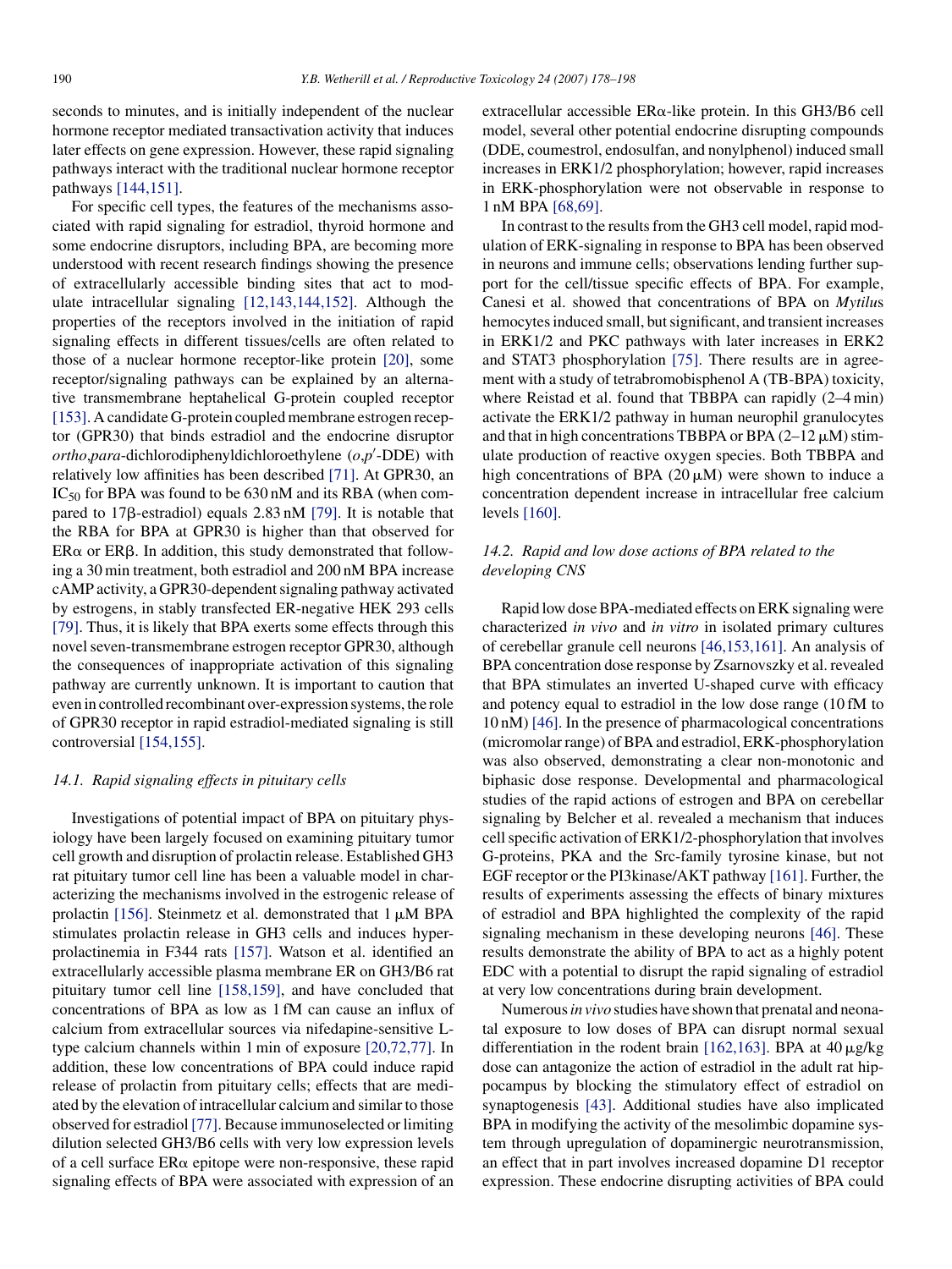seconds to minutes, and is initially independent of the nuclear hormone receptor mediated transactivation activity that induces later effects on gene expression. However, these rapid signaling pathways interact with the traditional nuclear hormone receptor pathways [144,151].

For specific cell types, the features of the mechanisms associated with rapid signaling for estradiol, thyroid hormone and some endocrine disruptors, including BPA, are becoming more understood with recent research findings showing the presence of extracellularly accessible binding sites that act to modulate intracellular signaling [12,143,144,152]. Although the properties of the receptors involved in the initiation of rapid signaling effects in different tissues/cells are often related to those of a nuclear hormone receptor-like protein [20], some receptor/signaling pathways can be explained by an alternative transmembrane heptahelical G-protein coupled receptor [153]. A candidate G-protein coupled membrane estrogen receptor (GPR30) that binds estradiol and the endocrine disruptor *ortho*,*para*-dichlorodiphenyldichloroethylene ($o,p'$-DDE) with relatively low affinities has been described [71]. At GPR30, an $IC_{50}$ for BPA was found to be 630 nM and its RBA (when compared to 17β-estradiol) equals 2.83 nM [79]. It is notable that the RBA for BPA at GPR30 is higher than that observed for ERα or ERβ. In addition, this study demonstrated that following a 30 min treatment, both estradiol and 200 nM BPA increase cAMP activity, a GPR30-dependent signaling pathway activated by estrogens, in stably transfected ER-negative HEK 293 cells [79]. Thus, it is likely that BPA exerts some effects through this novel seven-transmembrane estrogen receptor GPR30, although the consequences of inappropriate activation of this signaling pathway are currently unknown. It is important to caution that even in controlled recombinant over-expression systems, the role of GPR30 receptor in rapid estradiol-mediated signaling is still controversial [154,155].

### 14.1. Rapid signaling effects in pituitary cells

Investigations of potential impact of BPA on pituitary physiology have been largely focused on examining pituitary tumor cell growth and disruption of prolactin release. Established GH3 rat pituitary tumor cell line has been a valuable model in characterizing the mechanisms involved in the estrogenic release of prolactin [156]. Steinmetz et al. demonstrated that 1 μM BPA stimulates prolactin release in GH3 cells and induces hyperprolactinemia in F344 rats [157]. Watson et al. identified an extracellularly accessible plasma membrane ER on GH3/B6 rat pituitary tumor cell line [158,159], and have concluded that concentrations of BPA as low as 1 fM can cause an influx of calcium from extracellular sources via nifedapine-sensitive L-type calcium channels within 1 min of exposure [20,72,77]. In addition, these low concentrations of BPA could induce rapid release of prolactin from pituitary cells; effects that are mediated by the elevation of intracellular calcium and similar to those observed for estradiol [77]. Because immunoselected or limiting dilution selected GH3/B6 cells with very low expression levels of a cell surface ERα epitope were non-responsive, these rapid signaling effects of BPA were associated with expression of an extracellular accessible ERα-like protein. In this GH3/B6 cell model, several other potential endocrine disrupting compounds (DDE, coumestrol, endosulfan, and nonylphenol) induced small increases in ERK1/2 phosphorylation; however, rapid increases in ERK-phosphorylation were not observable in response to 1 nM BPA [68,69].

In contrast to the results from the GH3 cell model, rapid modulation of ERK-signaling in response to BPA has been observed in neurons and immune cells; observations lending further support for the cell/tissue specific effects of BPA. For example, Canesi et al. showed that concentrations of BPA on *Mytilus* hemocytes induced small, but significant, and transient increases in ERK1/2 and PKC pathways with later increases in ERK2 and STAT3 phosphorylation [75]. There results are in agreement with a study of tetrabromobisphenol A (TB-BPA) toxicity, where Reistad et al. found that TBBPA can rapidly (2–4 min) activate the ERK1/2 pathway in human neurophil granulocytes and that in high concentrations TBBPA or BPA (2–12 μM) stimulate production of reactive oxygen species. Both TBBPA and high concentrations of BPA (20 μM) were shown to induce a concentration dependent increase in intracellular free calcium levels [160].

### 14.2. Rapid and low dose actions of BPA related to the developing CNS

Rapid low dose BPA-mediated effects on ERK signaling were characterized *in vivo* and *in vitro* in isolated primary cultures of cerebellar granule cell neurons [46,153,161]. An analysis of BPA concentration dose response by Zsarnovszky et al. revealed that BPA stimulates an inverted U-shaped curve with efficacy and potency equal to estradiol in the low dose range (10 fM to 10 nM) [46]. In the presence of pharmacological concentrations (micromolar range) of BPA and estradiol, ERK-phosphorylation was also observed, demonstrating a clear non-monotonic and biphasic dose response. Developmental and pharmacological studies of the rapid actions of estrogen and BPA on cerebellar signaling by Belcher et al. revealed a mechanism that induces cell specific activation of ERK1/2-phosphorylation that involves G-proteins, PKA and the Src-family tyrosine kinase, but not EGF receptor or the PI3kinase/AKT pathway [161]. Further, the results of experiments assessing the effects of binary mixtures of estradiol and BPA highlighted the complexity of the rapid signaling mechanism in these developing neurons [46]. These results demonstrate the ability of BPA to act as a highly potent EDC with a potential to disrupt the rapid signaling of estradiol at very low concentrations during brain development.

Numerous *in vivo* studies have shown that prenatal and neonatal exposure to low doses of BPA can disrupt normal sexual differentiation in the rodent brain [162,163]. BPA at 40 μg/kg dose can antagonize the action of estradiol in the adult rat hippocampus by blocking the stimulatory effect of estradiol on synaptogenesis [43]. Additional studies have also implicated BPA in modifying the activity of the mesolimbic dopamine system through upregulation of dopaminergic neurotransmission, an effect that in part involves increased dopamine D1 receptor expression. These endocrine disrupting activities of BPA could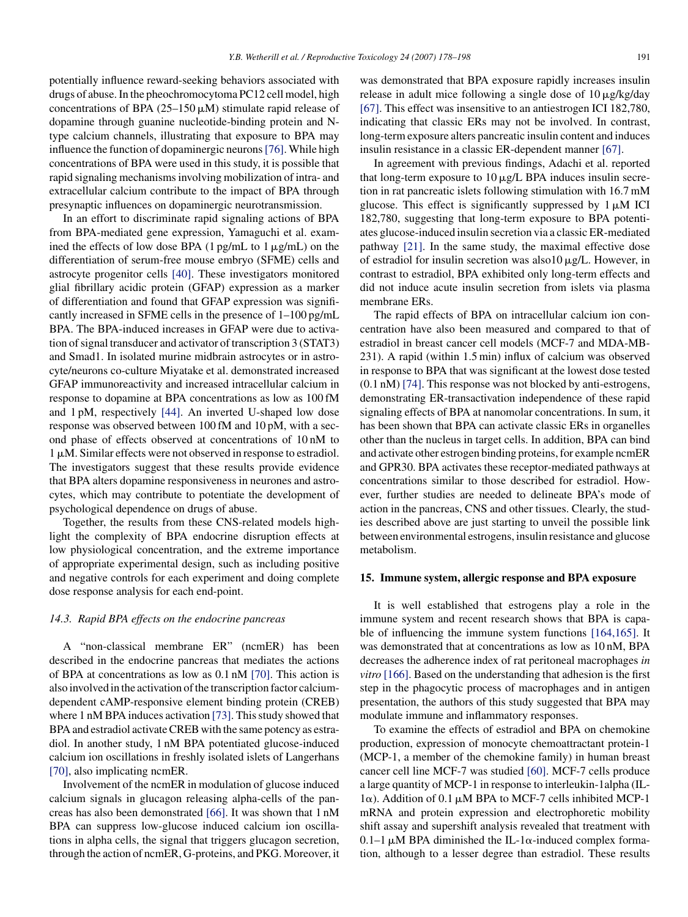potentially influence reward-seeking behaviors associated with drugs of abuse. In the pheochromocytoma PC12 cell model, high concentrations of BPA (25–150 μM) stimulate rapid release of dopamine through guanine nucleotide-binding protein and N-type calcium channels, illustrating that exposure to BPA may influence the function of dopaminergic neurons [76]. While high concentrations of BPA were used in this study, it is possible that rapid signaling mechanisms involving mobilization of intra- and extracellular calcium contribute to the impact of BPA through presynaptic influences on dopaminergic neurotransmission.

In an effort to discriminate rapid signaling actions of BPA from BPA-mediated gene expression, Yamaguchi et al. examined the effects of low dose BPA (1 pg/mL to 1 μg/mL) on the differentiation of serum-free mouse embryo (SFME) cells and astrocyte progenitor cells [40]. These investigators monitored glial fibrillary acidic protein (GFAP) expression as a marker of differentiation and found that GFAP expression was significantly increased in SFME cells in the presence of 1–100 pg/mL BPA. The BPA-induced increases in GFAP were due to activation of signal transducer and activator of transcription 3 (STAT3) and Smad1. In isolated murine midbrain astrocytes or in astrocyte/neurons co-culture Miyatake et al. demonstrated increased GFAP immunoreactivity and increased intracellular calcium in response to dopamine at BPA concentrations as low as 100 fM and 1 pM, respectively [44]. An inverted U-shaped low dose response was observed between 100 fM and 10 pM, with a second phase of effects observed at concentrations of 10 nM to 1 μM. Similar effects were not observed in response to estradiol. The investigators suggest that these results provide evidence that BPA alters dopamine responsiveness in neurones and astrocytes, which may contribute to potentiate the development of psychological dependence on drugs of abuse.

Together, the results from these CNS-related models highlight the complexity of BPA endocrine disruption effects at low physiological concentration, and the extreme importance of appropriate experimental design, such as including positive and negative controls for each experiment and doing complete dose response analysis for each end-point.

### 14.3. Rapid BPA effects on the endocrine pancreas

A "non-classical membrane ER" (ncmER) has been described in the endocrine pancreas that mediates the actions of BPA at concentrations as low as 0.1 nM [70]. This action is also involved in the activation of the transcription factor calcium-dependent cAMP-responsive element binding protein (CREB) where 1 nM BPA induces activation [73]. This study showed that BPA and estradiol activate CREB with the same potency as estradiol. In another study, 1 nM BPA potentiated glucose-induced calcium ion oscillations in freshly isolated islets of Langerhans [70], also implicating ncmER.

Involvement of the ncmER in modulation of glucose induced calcium signals in glucagon releasing alpha-cells of the pancreas has also been demonstrated [66]. It was shown that 1 nM BPA can suppress low-glucose induced calcium ion oscillations in alpha cells, the signal that triggers glucagon secretion, through the action of ncmER, G-proteins, and PKG. Moreover, it was demonstrated that BPA exposure rapidly increases insulin release in adult mice following a single dose of 10 μg/kg/day [67]. This effect was insensitive to an antiestrogen ICI 182,780, indicating that classic ERs may not be involved. In contrast, long-term exposure alters pancreatic insulin content and induces insulin resistance in a classic ER-dependent manner [67].

In agreement with previous findings, Adachi et al. reported that long-term exposure to 10 μg/L BPA induces insulin secretion in rat pancreatic islets following stimulation with 16.7 mM glucose. This effect is significantly suppressed by 1 μM ICI 182,780, suggesting that long-term exposure to BPA potentiates glucose-induced insulin secretion via a classic ER-mediated pathway [21]. In the same study, the maximal effective dose of estradiol for insulin secretion was also10 μg/L. However, in contrast to estradiol, BPA exhibited only long-term effects and did not induce acute insulin secretion from islets via plasma membrane ERs.

The rapid effects of BPA on intracellular calcium ion concentration have also been measured and compared to that of estradiol in breast cancer cell models (MCF-7 and MDA-MB-231). A rapid (within 1.5 min) influx of calcium was observed in response to BPA that was significant at the lowest dose tested (0.1 nM) [74]. This response was not blocked by anti-estrogens, demonstrating ER-transactivation independence of these rapid signaling effects of BPA at nanomolar concentrations. In sum, it has been shown that BPA can activate classic ERs in organelles other than the nucleus in target cells. In addition, BPA can bind and activate other estrogen binding proteins, for example ncmER and GPR30. BPA activates these receptor-mediated pathways at concentrations similar to those described for estradiol. However, further studies are needed to delineate BPA's mode of action in the pancreas, CNS and other tissues. Clearly, the studies described above are just starting to unveil the possible link between environmental estrogens, insulin resistance and glucose metabolism.

## 15. Immune system, allergic response and BPA exposure

It is well established that estrogens play a role in the immune system and recent research shows that BPA is capable of influencing the immune system functions [164,165]. It was demonstrated that at concentrations as low as 10 nM, BPA decreases the adherence index of rat peritoneal macrophages *in vitro* [166]. Based on the understanding that adhesion is the first step in the phagocytic process of macrophages and in antigen presentation, the authors of this study suggested that BPA may modulate immune and inflammatory responses.

To examine the effects of estradiol and BPA on chemokine production, expression of monocyte chemoattractant protein-1 (MCP-1, a member of the chemokine family) in human breast cancer cell line MCF-7 was studied [60]. MCF-7 cells produce a large quantity of MCP-1 in response to interleukin-1alpha (IL-1α). Addition of 0.1 μM BPA to MCF-7 cells inhibited MCP-1 mRNA and protein expression and electrophoretic mobility shift assay and supershift analysis revealed that treatment with 0.1–1 μM BPA diminished the IL-1α-induced complex formation, although to a lesser degree than estradiol. These results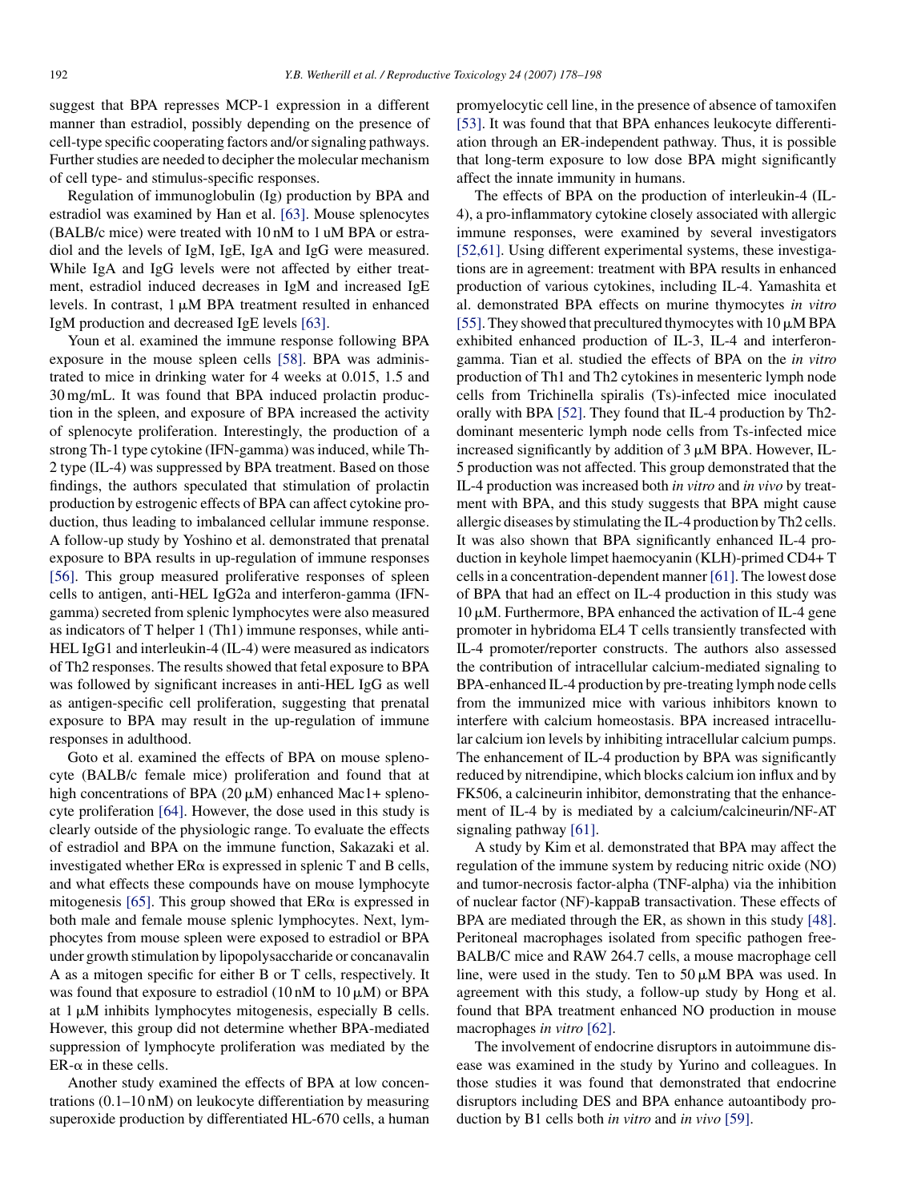suggest that BPA represses MCP-1 expression in a different manner than estradiol, possibly depending on the presence of cell-type specific cooperating factors and/or signaling pathways. Further studies are needed to decipher the molecular mechanism of cell type- and stimulus-specific responses.

Regulation of immunoglobulin (Ig) production by BPA and estradiol was examined by Han et al. [63]. Mouse splenocytes (BALB/c mice) were treated with 10 nM to 1 uM BPA or estradiol and the levels of IgM, IgE, IgA and IgG were measured. While IgA and IgG levels were not affected by either treatment, estradiol induced decreases in IgM and increased IgE levels. In contrast, 1 μM BPA treatment resulted in enhanced IgM production and decreased IgE levels [63].

Youn et al. examined the immune response following BPA exposure in the mouse spleen cells [58]. BPA was administrated to mice in drinking water for 4 weeks at 0.015, 1.5 and 30 mg/mL. It was found that BPA induced prolactin production in the spleen, and exposure of BPA increased the activity of splenocyte proliferation. Interestingly, the production of a strong Th-1 type cytokine (IFN-gamma) was induced, while Th-2 type (IL-4) was suppressed by BPA treatment. Based on those findings, the authors speculated that stimulation of prolactin production by estrogenic effects of BPA can affect cytokine production, thus leading to imbalanced cellular immune response. A follow-up study by Yoshino et al. demonstrated that prenatal exposure to BPA results in up-regulation of immune responses [56]. This group measured proliferative responses of spleen cells to antigen, anti-HEL IgG2a and interferon-gamma (IFN-gamma) secreted from splenic lymphocytes were also measured as indicators of T helper 1 (Th1) immune responses, while anti-HEL IgG1 and interleukin-4 (IL-4) were measured as indicators of Th2 responses. The results showed that fetal exposure to BPA was followed by significant increases in anti-HEL IgG as well as antigen-specific cell proliferation, suggesting that prenatal exposure to BPA may result in the up-regulation of immune responses in adulthood.

Goto et al. examined the effects of BPA on mouse splenocyte (BALB/c female mice) proliferation and found that at high concentrations of BPA (20 μM) enhanced Mac1+ splenocyte proliferation [64]. However, the dose used in this study is clearly outside of the physiologic range. To evaluate the effects of estradiol and BPA on the immune function, Sakazaki et al. investigated whether ERα is expressed in splenic T and B cells, and what effects these compounds have on mouse lymphocyte mitogenesis [65]. This group showed that ERα is expressed in both male and female mouse splenic lymphocytes. Next, lymphocytes from mouse spleen were exposed to estradiol or BPA under growth stimulation by lipopolysaccharide or concanavalin A as a mitogen specific for either B or T cells, respectively. It was found that exposure to estradiol (10 nM to 10 μM) or BPA at 1 μM inhibits lymphocytes mitogenesis, especially B cells. However, this group did not determine whether BPA-mediated suppression of lymphocyte proliferation was mediated by the ER-α in these cells.

Another study examined the effects of BPA at low concentrations (0.1–10 nM) on leukocyte differentiation by measuring superoxide production by differentiated HL-670 cells, a human promyelocytic cell line, in the presence of absence of tamoxifen [53]. It was found that that BPA enhances leukocyte differentiation through an ER-independent pathway. Thus, it is possible that long-term exposure to low dose BPA might significantly affect the innate immunity in humans.

The effects of BPA on the production of interleukin-4 (IL-4), a pro-inflammatory cytokine closely associated with allergic immune responses, were examined by several investigators [52,61]. Using different experimental systems, these investigations are in agreement: treatment with BPA results in enhanced production of various cytokines, including IL-4. Yamashita et al. demonstrated BPA effects on murine thymocytes *in vitro* [55]. They showed that precultured thymocytes with 10 μM BPA exhibited enhanced production of IL-3, IL-4 and interferon-gamma. Tian et al. studied the effects of BPA on the *in vitro* production of Th1 and Th2 cytokines in mesenteric lymph node cells from Trichinella spiralis (Ts)-infected mice inoculated orally with BPA [52]. They found that IL-4 production by Th2-dominant mesenteric lymph node cells from Ts-infected mice increased significantly by addition of 3 μM BPA. However, IL-5 production was not affected. This group demonstrated that the IL-4 production was increased both *in vitro* and *in vivo* by treatment with BPA, and this study suggests that BPA might cause allergic diseases by stimulating the IL-4 production by Th2 cells. It was also shown that BPA significantly enhanced IL-4 production in keyhole limpet haemocyanin (KLH)-primed CD4+ T cells in a concentration-dependent manner [61]. The lowest dose of BPA that had an effect on IL-4 production in this study was 10 μM. Furthermore, BPA enhanced the activation of IL-4 gene promoter in hybridoma EL4 T cells transiently transfected with IL-4 promoter/reporter constructs. The authors also assessed the contribution of intracellular calcium-mediated signaling to BPA-enhanced IL-4 production by pre-treating lymph node cells from the immunized mice with various inhibitors known to interfere with calcium homeostasis. BPA increased intracellular calcium ion levels by inhibiting intracellular calcium pumps. The enhancement of IL-4 production by BPA was significantly reduced by nitrendipine, which blocks calcium ion influx and by FK506, a calcineurin inhibitor, demonstrating that the enhancement of IL-4 by is mediated by a calcium/calcineurin/NF-AT signaling pathway [61].

A study by Kim et al. demonstrated that BPA may affect the regulation of the immune system by reducing nitric oxide (NO) and tumor-necrosis factor-alpha (TNF-alpha) via the inhibition of nuclear factor (NF)-kappaB transactivation. These effects of BPA are mediated through the ER, as shown in this study [48]. Peritoneal macrophages isolated from specific pathogen free-BALB/C mice and RAW 264.7 cells, a mouse macrophage cell line, were used in the study. Ten to 50 μM BPA was used. In agreement with this study, a follow-up study by Hong et al. found that BPA treatment enhanced NO production in mouse macrophages *in vitro* [62].

The involvement of endocrine disruptors in autoimmune disease was examined in the study by Yurino and colleagues. In those studies it was found that demonstrated that endocrine disruptors including DES and BPA enhance autoantibody production by B1 cells both *in vitro* and *in vivo* [59].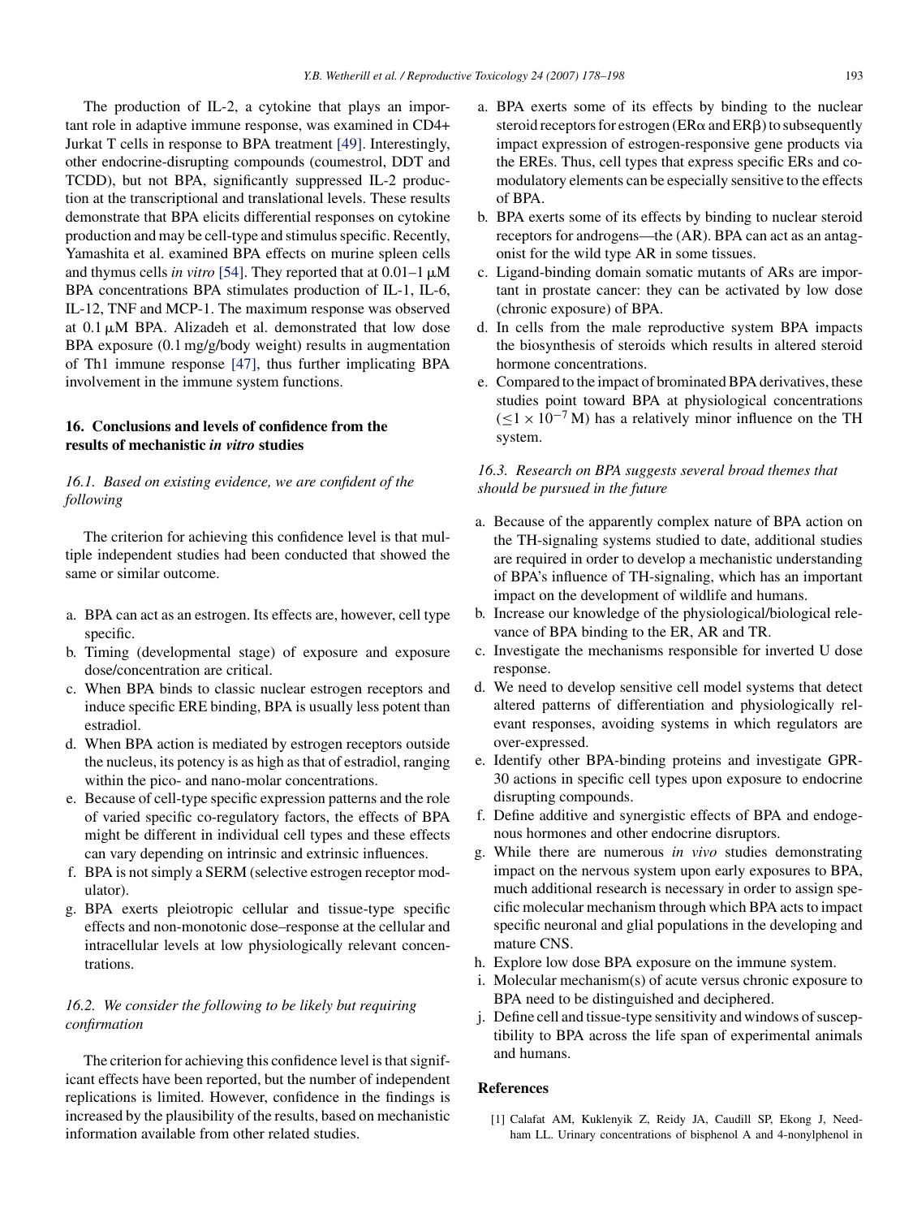The production of IL-2, a cytokine that plays an important role in adaptive immune response, was examined in CD4+ Jurkat T cells in response to BPA treatment [49]. Interestingly, other endocrine-disrupting compounds (coumestrol, DDT and TCDD), but not BPA, significantly suppressed IL-2 production at the transcriptional and translational levels. These results demonstrate that BPA elicits differential responses on cytokine production and may be cell-type and stimulus specific. Recently, Yamashita et al. examined BPA effects on murine spleen cells and thymus cells *in vitro* [54]. They reported that at 0.01–1 μM BPA concentrations BPA stimulates production of IL-1, IL-6, IL-12, TNF and MCP-1. The maximum response was observed at 0.1 μM BPA. Alizadeh et al. demonstrated that low dose BPA exposure (0.1 mg/g/body weight) results in augmentation of Th1 immune response [47], thus further implicating BPA involvement in the immune system functions.

## 16. Conclusions and levels of confidence from the results of mechanistic *in vitro* studies

### *16.1. Based on existing evidence, we are confident of the following*

The criterion for achieving this confidence level is that multiple independent studies had been conducted that showed the same or similar outcome.

a. BPA can act as an estrogen. Its effects are, however, cell type specific.
b. Timing (developmental stage) of exposure and exposure dose/concentration are critical.
c. When BPA binds to classic nuclear estrogen receptors and induce specific ERE binding, BPA is usually less potent than estradiol.
d. When BPA action is mediated by estrogen receptors outside the nucleus, its potency is as high as that of estradiol, ranging within the pico- and nano-molar concentrations.
e. Because of cell-type specific expression patterns and the role of varied specific co-regulatory factors, the effects of BPA might be different in individual cell types and these effects can vary depending on intrinsic and extrinsic influences.
f. BPA is not simply a SERM (selective estrogen receptor modulator).
g. BPA exerts pleiotropic cellular and tissue-type specific effects and non-monotonic dose–response at the cellular and intracellular levels at low physiologically relevant concentrations.

### *16.2. We consider the following to be likely but requiring confirmation*

The criterion for achieving this confidence level is that significant effects have been reported, but the number of independent replications is limited. However, confidence in the findings is increased by the plausibility of the results, based on mechanistic information available from other related studies.

a. BPA exerts some of its effects by binding to the nuclear steroid receptors for estrogen (ERα and ERβ) to subsequently impact expression of estrogen-responsive gene products via the EREs. Thus, cell types that express specific ERs and co-modulatory elements can be especially sensitive to the effects of BPA.
b. BPA exerts some of its effects by binding to nuclear steroid receptors for androgens—the (AR). BPA can act as an antagonist for the wild type AR in some tissues.
c. Ligand-binding domain somatic mutants of ARs are important in prostate cancer: they can be activated by low dose (chronic exposure) of BPA.
d. In cells from the male reproductive system BPA impacts the biosynthesis of steroids which results in altered steroid hormone concentrations.
e. Compared to the impact of brominated BPA derivatives, these studies point toward BPA at physiological concentrations ($\leq 1 \times 10^{-7}$ M) has a relatively minor influence on the TH system.

### *16.3. Research on BPA suggests several broad themes that should be pursued in the future*

a. Because of the apparently complex nature of BPA action on the TH-signaling systems studied to date, additional studies are required in order to develop a mechanistic understanding of BPA's influence of TH-signaling, which has an important impact on the development of wildlife and humans.
b. Increase our knowledge of the physiological/biological relevance of BPA binding to the ER, AR and TR.
c. Investigate the mechanisms responsible for inverted U dose response.
d. We need to develop sensitive cell model systems that detect altered patterns of differentiation and physiologically relevant responses, avoiding systems in which regulators are over-expressed.
e. Identify other BPA-binding proteins and investigate GPR-30 actions in specific cell types upon exposure to endocrine disrupting compounds.
f. Define additive and synergistic effects of BPA and endogenous hormones and other endocrine disruptors.
g. While there are numerous *in vivo* studies demonstrating impact on the nervous system upon early exposures to BPA, much additional research is necessary in order to assign specific molecular mechanism through which BPA acts to impact specific neuronal and glial populations in the developing and mature CNS.
h. Explore low dose BPA exposure on the immune system.
i. Molecular mechanism(s) of acute versus chronic exposure to BPA need to be distinguished and deciphered.
j. Define cell and tissue-type sensitivity and windows of susceptibility to BPA across the life span of experimental animals and humans.

## References

[1] Calafat AM, Kuklenyik Z, Reidy JA, Caudill SP, Ekong J, Needham LL. Urinary concentrations of bisphenol A and 4-nonylphenol in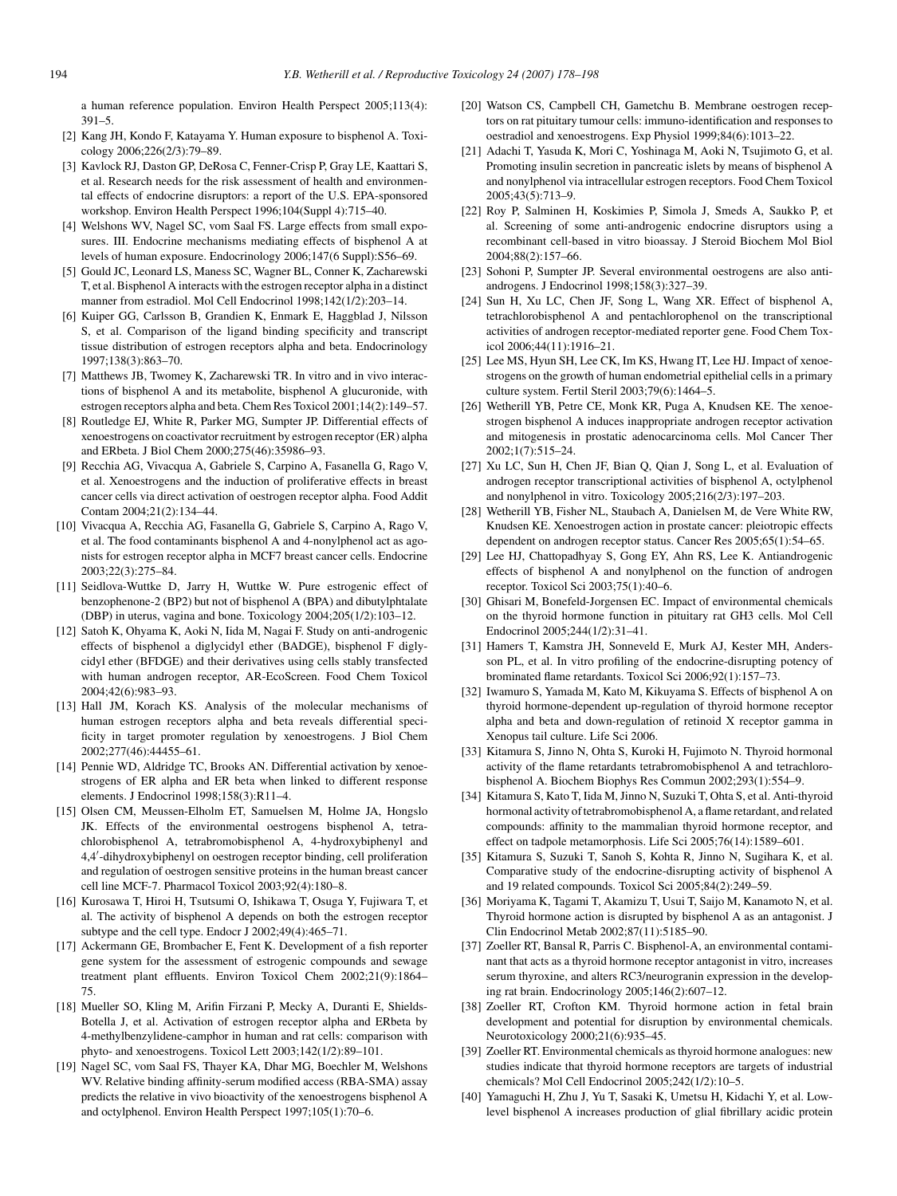a human reference population. Environ Health Perspect 2005;113(4): 391–5.

[2] Kang JH, Kondo F, Katayama Y. Human exposure to bisphenol A. Toxicology 2006;226(2/3):79–89.

[3] Kavlock RJ, Daston GP, DeRosa C, Fenner-Crisp P, Gray LE, Kaattari S, et al. Research needs for the risk assessment of health and environmental effects of endocrine disruptors: a report of the U.S. EPA-sponsored workshop. Environ Health Perspect 1996;104(Suppl 4):715–40.

[4] Welshons WV, Nagel SC, vom Saal FS. Large effects from small exposures. III. Endocrine mechanisms mediating effects of bisphenol A at levels of human exposure. Endocrinology 2006;147(6 Suppl):S56–69.

[5] Gould JC, Leonard LS, Maness SC, Wagner BL, Conner K, Zacharewski T, et al. Bisphenol A interacts with the estrogen receptor alpha in a distinct manner from estradiol. Mol Cell Endocrinol 1998;142(1/2):203–14.

[6] Kuiper GG, Carlsson B, Grandien K, Enmark E, Haggblad J, Nilsson S, et al. Comparison of the ligand binding specificity and transcript tissue distribution of estrogen receptors alpha and beta. Endocrinology 1997;138(3):863–70.

[7] Matthews JB, Twomey K, Zacharewski TR. In vitro and in vivo interactions of bisphenol A and its metabolite, bisphenol A glucuronide, with estrogen receptors alpha and beta. Chem Res Toxicol 2001;14(2):149–57.

[8] Routledge EJ, White R, Parker MG, Sumpter JP. Differential effects of xenoestrogens on coactivator recruitment by estrogen receptor (ER) alpha and ERbeta. J Biol Chem 2000;275(46):35986–93.

[9] Recchia AG, Vivacqua A, Gabriele S, Carpino A, Fasanella G, Rago V, et al. Xenoestrogens and the induction of proliferative effects in breast cancer cells via direct activation of oestrogen receptor alpha. Food Addit Contam 2004;21(2):134–44.

[10] Vivacqua A, Recchia AG, Fasanella G, Gabriele S, Carpino A, Rago V, et al. The food contaminants bisphenol A and 4-nonylphenol act as agonists for estrogen receptor alpha in MCF7 breast cancer cells. Endocrine 2003;22(3):275–84.

[11] Seidlova-Wuttke D, Jarry H, Wuttke W. Pure estrogenic effect of benzophenone-2 (BP2) but not of bisphenol A (BPA) and dibutylphtalate (DBP) in uterus, vagina and bone. Toxicology 2004;205(1/2):103–12.

[12] Satoh K, Ohyama K, Aoki N, Iida M, Nagai F. Study on anti-androgenic effects of bisphenol a diglycidyl ether (BADGE), bisphenol F diglycidyl ether (BFDGE) and their derivatives using cells stably transfected with human androgen receptor, AR-EcoScreen. Food Chem Toxicol 2004;42(6):983–93.

[13] Hall JM, Korach KS. Analysis of the molecular mechanisms of human estrogen receptors alpha and beta reveals differential specificity in target promoter regulation by xenoestrogens. J Biol Chem 2002;277(46):44455–61.

[14] Pennie WD, Aldridge TC, Brooks AN. Differential activation by xenoestrogens of ER alpha and ER beta when linked to different response elements. J Endocrinol 1998;158(3):R11–4.

[15] Olsen CM, Meussen-Elholm ET, Samuelsen M, Holme JA, Hongslo JK. Effects of the environmental oestrogens bisphenol A, tetrachlorobisphenol A, tetrabromobisphenol A, 4-hydroxybiphenyl and 4,4′-dihydroxybiphenyl on oestrogen receptor binding, cell proliferation and regulation of oestrogen sensitive proteins in the human breast cancer cell line MCF-7. Pharmacol Toxicol 2003;92(4):180–8.

[16] Kurosawa T, Hiroi H, Tsutsumi O, Ishikawa T, Osuga Y, Fujiwara T, et al. The activity of bisphenol A depends on both the estrogen receptor subtype and the cell type. Endocr J 2002;49(4):465–71.

[17] Ackermann GE, Brombacher E, Fent K. Development of a fish reporter gene system for the assessment of estrogenic compounds and sewage treatment plant effluents. Environ Toxicol Chem 2002;21(9):1864–75.

[18] Mueller SO, Kling M, Arifin Firzani P, Mecky A, Duranti E, Shields-Botella J, et al. Activation of estrogen receptor alpha and ERbeta by 4-methylbenzylidene-camphor in human and rat cells: comparison with phyto- and xenoestrogens. Toxicol Lett 2003;142(1/2):89–101.

[19] Nagel SC, vom Saal FS, Thayer KA, Dhar MG, Boechler M, Welshons WV. Relative binding affinity-serum modified access (RBA-SMA) assay predicts the relative in vivo bioactivity of the xenoestrogens bisphenol A and octylphenol. Environ Health Perspect 1997;105(1):70–6.

[20] Watson CS, Campbell CH, Gametchu B. Membrane oestrogen receptors on rat pituitary tumour cells: immuno-identification and responses to oestradiol and xenoestrogens. Exp Physiol 1999;84(6):1013–22.

[21] Adachi T, Yasuda K, Mori C, Yoshinaga M, Aoki N, Tsujimoto G, et al. Promoting insulin secretion in pancreatic islets by means of bisphenol A and nonylphenol via intracellular estrogen receptors. Food Chem Toxicol 2005;43(5):713–9.

[22] Roy P, Salminen H, Koskimies P, Simola J, Smeds A, Saukko P, et al. Screening of some anti-androgenic endocrine disruptors using a recombinant cell-based in vitro bioassay. J Steroid Biochem Mol Biol 2004;88(2):157–66.

[23] Sohoni P, Sumpter JP. Several environmental oestrogens are also anti-androgens. J Endocrinol 1998;158(3):327–39.

[24] Sun H, Xu LC, Chen JF, Song L, Wang XR. Effect of bisphenol A, tetrachlorobisphenol A and pentachlorophenol on the transcriptional activities of androgen receptor-mediated reporter gene. Food Chem Toxicol 2006;44(11):1916–21.

[25] Lee MS, Hyun SH, Lee CK, Im KS, Hwang IT, Lee HJ. Impact of xenoestrogens on the growth of human endometrial epithelial cells in a primary culture system. Fertil Steril 2003;79(6):1464–5.

[26] Wetherill YB, Petre CE, Monk KR, Puga A, Knudsen KE. The xenoestrogen bisphenol A induces inappropriate androgen receptor activation and mitogenesis in prostatic adenocarcinoma cells. Mol Cancer Ther 2002;1(7):515–24.

[27] Xu LC, Sun H, Chen JF, Bian Q, Qian J, Song L, et al. Evaluation of androgen receptor transcriptional activities of bisphenol A, octylphenol and nonylphenol in vitro. Toxicology 2005;216(2/3):197–203.

[28] Wetherill YB, Fisher NL, Staubach A, Danielsen M, de Vere White RW, Knudsen KE. Xenoestrogen action in prostate cancer: pleiotropic effects dependent on androgen receptor status. Cancer Res 2005;65(1):54–65.

[29] Lee HJ, Chattopadhyay S, Gong EY, Ahn RS, Lee K. Antiandrogenic effects of bisphenol A and nonylphenol on the function of androgen receptor. Toxicol Sci 2003;75(1):40–6.

[30] Ghisari M, Bonefeld-Jorgensen EC. Impact of environmental chemicals on the thyroid hormone function in pituitary rat GH3 cells. Mol Cell Endocrinol 2005;244(1/2):31–41.

[31] Hamers T, Kamstra JH, Sonneveld E, Murk AJ, Kester MH, Andersson PL, et al. In vitro profiling of the endocrine-disrupting potency of brominated flame retardants. Toxicol Sci 2006;92(1):157–73.

[32] Iwamuro S, Yamada M, Kato M, Kikuyama S. Effects of bisphenol A on thyroid hormone-dependent up-regulation of thyroid hormone receptor alpha and beta and down-regulation of retinoid X receptor gamma in Xenopus tail culture. Life Sci 2006.

[33] Kitamura S, Jinno N, Ohta S, Kuroki H, Fujimoto N. Thyroid hormonal activity of the flame retardants tetrabromobisphenol A and tetrachlorobisphenol A. Biochem Biophys Res Commun 2002;293(1):554–9.

[34] Kitamura S, Kato T, Iida M, Jinno N, Suzuki T, Ohta S, et al. Anti-thyroid hormonal activity of tetrabromobisphenol A, a flame retardant, and related compounds: affinity to the mammalian thyroid hormone receptor, and effect on tadpole metamorphosis. Life Sci 2005;76(14):1589–601.

[35] Kitamura S, Suzuki T, Sanoh S, Kohta R, Jinno N, Sugihara K, et al. Comparative study of the endocrine-disrupting activity of bisphenol A and 19 related compounds. Toxicol Sci 2005;84(2):249–59.

[36] Moriyama K, Tagami T, Akamizu T, Usui T, Saijo M, Kanamoto N, et al. Thyroid hormone action is disrupted by bisphenol A as an antagonist. J Clin Endocrinol Metab 2002;87(11):5185–90.

[37] Zoeller RT, Bansal R, Parris C. Bisphenol-A, an environmental contaminant that acts as a thyroid hormone receptor antagonist in vitro, increases serum thyroxine, and alters RC3/neurogranin expression in the developing rat brain. Endocrinology 2005;146(2):607–12.

[38] Zoeller RT, Crofton KM. Thyroid hormone action in fetal brain development and potential for disruption by environmental chemicals. Neurotoxicology 2000;21(6):935–45.

[39] Zoeller RT. Environmental chemicals as thyroid hormone analogues: new studies indicate that thyroid hormone receptors are targets of industrial chemicals? Mol Cell Endocrinol 2005;242(1/2):10–5.

[40] Yamaguchi H, Zhu J, Yu T, Sasaki K, Umetsu H, Kidachi Y, et al. Low-level bisphenol A increases production of glial fibrillary acidic protein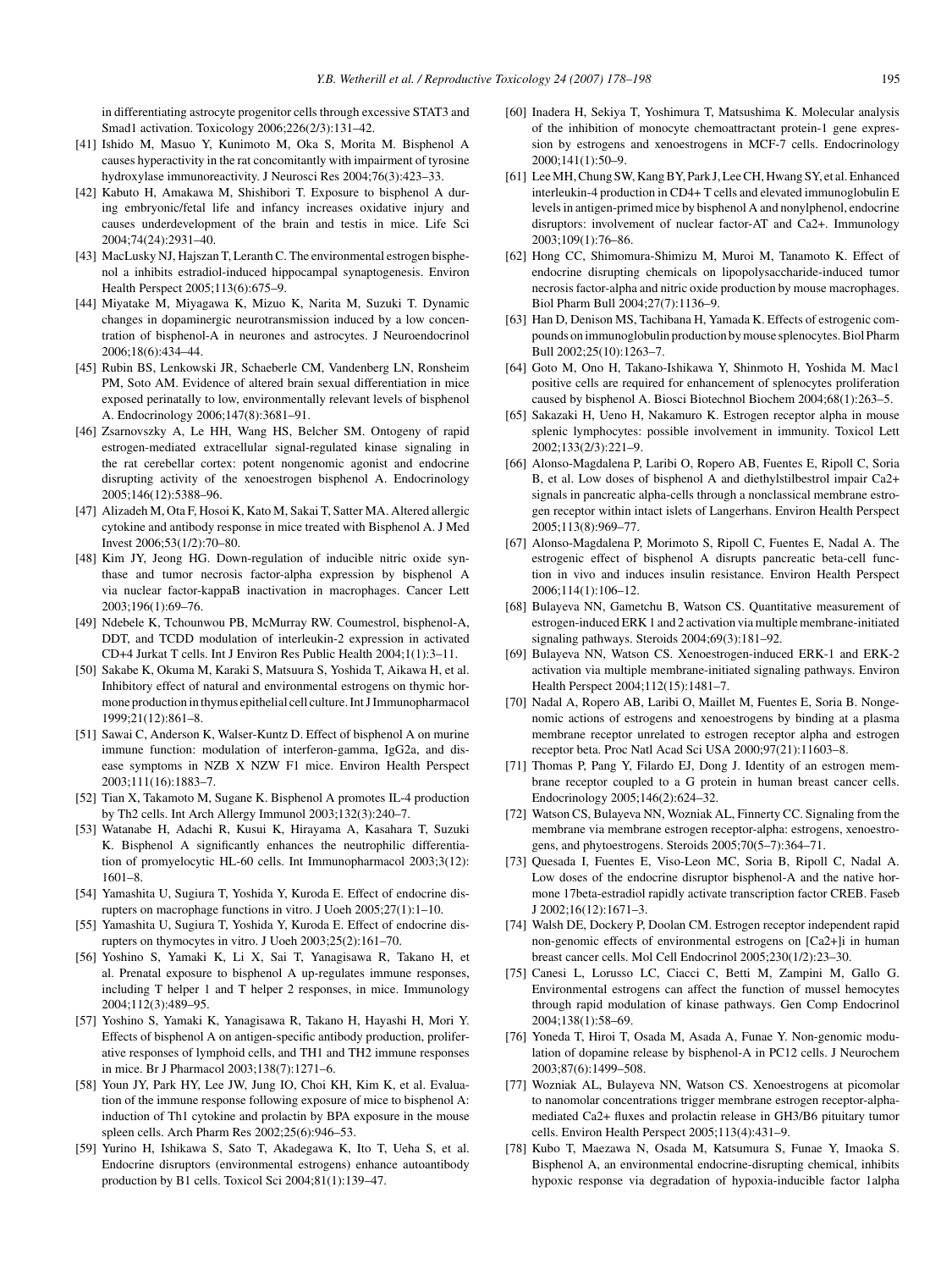in differentiating astrocyte progenitor cells through excessive STAT3 and Smad1 activation. Toxicology 2006;226(2/3):131–42.

[41] Ishido M, Masuo Y, Kunimoto M, Oka S, Morita M. Bisphenol A causes hyperactivity in the rat concomitantly with impairment of tyrosine hydroxylase immunoreactivity. J Neurosci Res 2004;76(3):423–33.

[42] Kabuto H, Amakawa M, Shishibori T. Exposure to bisphenol A during embryonic/fetal life and infancy increases oxidative injury and causes underdevelopment of the brain and testis in mice. Life Sci 2004;74(24):2931–40.

[43] MacLusky NJ, Hajszan T, Leranth C. The environmental estrogen bisphenol a inhibits estradiol-induced hippocampal synaptogenesis. Environ Health Perspect 2005;113(6):675–9.

[44] Miyatake M, Miyagawa K, Mizuo K, Narita M, Suzuki T. Dynamic changes in dopaminergic neurotransmission induced by a low concentration of bisphenol-A in neurones and astrocytes. J Neuroendocrinol 2006;18(6):434–44.

[45] Rubin BS, Lenkowski JR, Schaeberle CM, Vandenberg LN, Ronsheim PM, Soto AM. Evidence of altered brain sexual differentiation in mice exposed perinatally to low, environmentally relevant levels of bisphenol A. Endocrinology 2006;147(8):3681–91.

[46] Zsarnovszky A, Le HH, Wang HS, Belcher SM. Ontogeny of rapid estrogen-mediated extracellular signal-regulated kinase signaling in the rat cerebellar cortex: potent nongenomic agonist and endocrine disrupting activity of the xenoestrogen bisphenol A. Endocrinology 2005;146(12):5388–96.

[47] Alizadeh M, Ota F, Hosoi K, Kato M, Sakai T, Satter MA. Altered allergic cytokine and antibody response in mice treated with Bisphenol A. J Med Invest 2006;53(1/2):70–80.

[48] Kim JY, Jeong HG. Down-regulation of inducible nitric oxide synthase and tumor necrosis factor-alpha expression by bisphenol A via nuclear factor-kappaB inactivation in macrophages. Cancer Lett 2003;196(1):69–76.

[49] Ndebele K, Tchounwou PB, McMurray RW. Coumestrol, bisphenol-A, DDT, and TCDD modulation of interleukin-2 expression in activated CD+4 Jurkat T cells. Int J Environ Res Public Health 2004;1(1):3–11.

[50] Sakabe K, Okuma M, Karaki S, Matsuura S, Yoshida T, Aikawa H, et al. Inhibitory effect of natural and environmental estrogens on thymic hormone production in thymus epithelial cell culture. Int J Immunopharmacol 1999;21(12):861–8.

[51] Sawai C, Anderson K, Walser-Kuntz D. Effect of bisphenol A on murine immune function: modulation of interferon-gamma, IgG2a, and disease symptoms in NZB X NZW F1 mice. Environ Health Perspect 2003;111(16):1883–7.

[52] Tian X, Takamoto M, Sugane K. Bisphenol A promotes IL-4 production by Th2 cells. Int Arch Allergy Immunol 2003;132(3):240–7.

[53] Watanabe H, Adachi R, Kusui K, Hirayama A, Kasahara T, Suzuki K. Bisphenol A significantly enhances the neutrophilic differentiation of promyelocytic HL-60 cells. Int Immunopharmacol 2003;3(12): 1601–8.

[54] Yamashita U, Sugiura T, Yoshida Y, Kuroda E. Effect of endocrine disrupters on macrophage functions in vitro. J Uoeh 2005;27(1):1–10.

[55] Yamashita U, Sugiura T, Yoshida Y, Kuroda E. Effect of endocrine disrupters on thymocytes in vitro. J Uoeh 2003;25(2):161–70.

[56] Yoshino S, Yamaki K, Li X, Sai T, Yanagisawa R, Takano H, et al. Prenatal exposure to bisphenol A up-regulates immune responses, including T helper 1 and T helper 2 responses, in mice. Immunology 2004;112(3):489–95.

[57] Yoshino S, Yamaki K, Yanagisawa R, Takano H, Hayashi H, Mori Y. Effects of bisphenol A on antigen-specific antibody production, proliferative responses of lymphoid cells, and TH1 and TH2 immune responses in mice. Br J Pharmacol 2003;138(7):1271–6.

[58] Youn JY, Park HY, Lee JW, Jung IO, Choi KH, Kim K, et al. Evaluation of the immune response following exposure of mice to bisphenol A: induction of Th1 cytokine and prolactin by BPA exposure in the mouse spleen cells. Arch Pharm Res 2002;25(6):946–53.

[59] Yurino H, Ishikawa S, Sato T, Akadegawa K, Ito T, Ueha S, et al. Endocrine disruptors (environmental estrogens) enhance autoantibody production by B1 cells. Toxicol Sci 2004;81(1):139–47.

[60] Inadera H, Sekiya T, Yoshimura T, Matsushima K. Molecular analysis of the inhibition of monocyte chemoattractant protein-1 gene expression by estrogens and xenoestrogens in MCF-7 cells. Endocrinology 2000;141(1):50–9.

[61] Lee MH, Chung SW, Kang BY, Park J, Lee CH, Hwang SY, et al. Enhanced interleukin-4 production in CD4+ T cells and elevated immunoglobulin E levels in antigen-primed mice by bisphenol A and nonylphenol, endocrine disruptors: involvement of nuclear factor-AT and Ca2+. Immunology 2003;109(1):76–86.

[62] Hong CC, Shimomura-Shimizu M, Muroi M, Tanamoto K. Effect of endocrine disrupting chemicals on lipopolysaccharide-induced tumor necrosis factor-alpha and nitric oxide production by mouse macrophages. Biol Pharm Bull 2004;27(7):1136–9.

[63] Han D, Denison MS, Tachibana H, Yamada K. Effects of estrogenic compounds on immunoglobulin production by mouse splenocytes. Biol Pharm Bull 2002;25(10):1263–7.

[64] Goto M, Ono H, Takano-Ishikawa Y, Shinmoto H, Yoshida M. Mac1 positive cells are required for enhancement of splenocytes proliferation caused by bisphenol A. Biosci Biotechnol Biochem 2004;68(1):263–5.

[65] Sakazaki H, Ueno H, Nakamuro K. Estrogen receptor alpha in mouse splenic lymphocytes: possible involvement in immunity. Toxicol Lett 2002;133(2/3):221–9.

[66] Alonso-Magdalena P, Laribi O, Ropero AB, Fuentes E, Ripoll C, Soria B, et al. Low doses of bisphenol A and diethylstilbestrol impair Ca2+ signals in pancreatic alpha-cells through a nonclassical membrane estrogen receptor within intact islets of Langerhans. Environ Health Perspect 2005;113(8):969–77.

[67] Alonso-Magdalena P, Morimoto S, Ripoll C, Fuentes E, Nadal A. The estrogenic effect of bisphenol A disrupts pancreatic beta-cell function in vivo and induces insulin resistance. Environ Health Perspect 2006;114(1):106–12.

[68] Bulayeva NN, Gametchu B, Watson CS. Quantitative measurement of estrogen-induced ERK 1 and 2 activation via multiple membrane-initiated signaling pathways. Steroids 2004;69(3):181–92.

[69] Bulayeva NN, Watson CS. Xenoestrogen-induced ERK-1 and ERK-2 activation via multiple membrane-initiated signaling pathways. Environ Health Perspect 2004;112(15):1481–7.

[70] Nadal A, Ropero AB, Laribi O, Maillet M, Fuentes E, Soria B. Nongenomic actions of estrogens and xenoestrogens by binding at a plasma membrane receptor unrelated to estrogen receptor alpha and estrogen receptor beta. Proc Natl Acad Sci USA 2000;97(21):11603–8.

[71] Thomas P, Pang Y, Filardo EJ, Dong J. Identity of an estrogen membrane receptor coupled to a G protein in human breast cancer cells. Endocrinology 2005;146(2):624–32.

[72] Watson CS, Bulayeva NN, Wozniak AL, Finnerty CC. Signaling from the membrane via membrane estrogen receptor-alpha: estrogens, xenoestrogens, and phytoestrogens. Steroids 2005;70(5–7):364–71.

[73] Quesada I, Fuentes E, Viso-Leon MC, Soria B, Ripoll C, Nadal A. Low doses of the endocrine disruptor bisphenol-A and the native hormone 17beta-estradiol rapidly activate transcription factor CREB. Faseb J 2002;16(12):1671–3.

[74] Walsh DE, Dockery P, Doolan CM. Estrogen receptor independent rapid non-genomic effects of environmental estrogens on [Ca2+]i in human breast cancer cells. Mol Cell Endocrinol 2005;230(1/2):23–30.

[75] Canesi L, Lorusso LC, Ciacci C, Betti M, Zampini M, Gallo G. Environmental estrogens can affect the function of mussel hemocytes through rapid modulation of kinase pathways. Gen Comp Endocrinol 2004;138(1):58–69.

[76] Yoneda T, Hiroi T, Osada M, Asada A, Funae Y. Non-genomic modulation of dopamine release by bisphenol-A in PC12 cells. J Neurochem 2003;87(6):1499–508.

[77] Wozniak AL, Bulayeva NN, Watson CS. Xenoestrogens at picomolar to nanomolar concentrations trigger membrane estrogen receptor-alpha-mediated Ca2+ fluxes and prolactin release in GH3/B6 pituitary tumor cells. Environ Health Perspect 2005;113(4):431–9.

[78] Kubo T, Maezawa N, Osada M, Katsumura S, Funae Y, Imaoka S. Bisphenol A, an environmental endocrine-disrupting chemical, inhibits hypoxic response via degradation of hypoxia-inducible factor 1alpha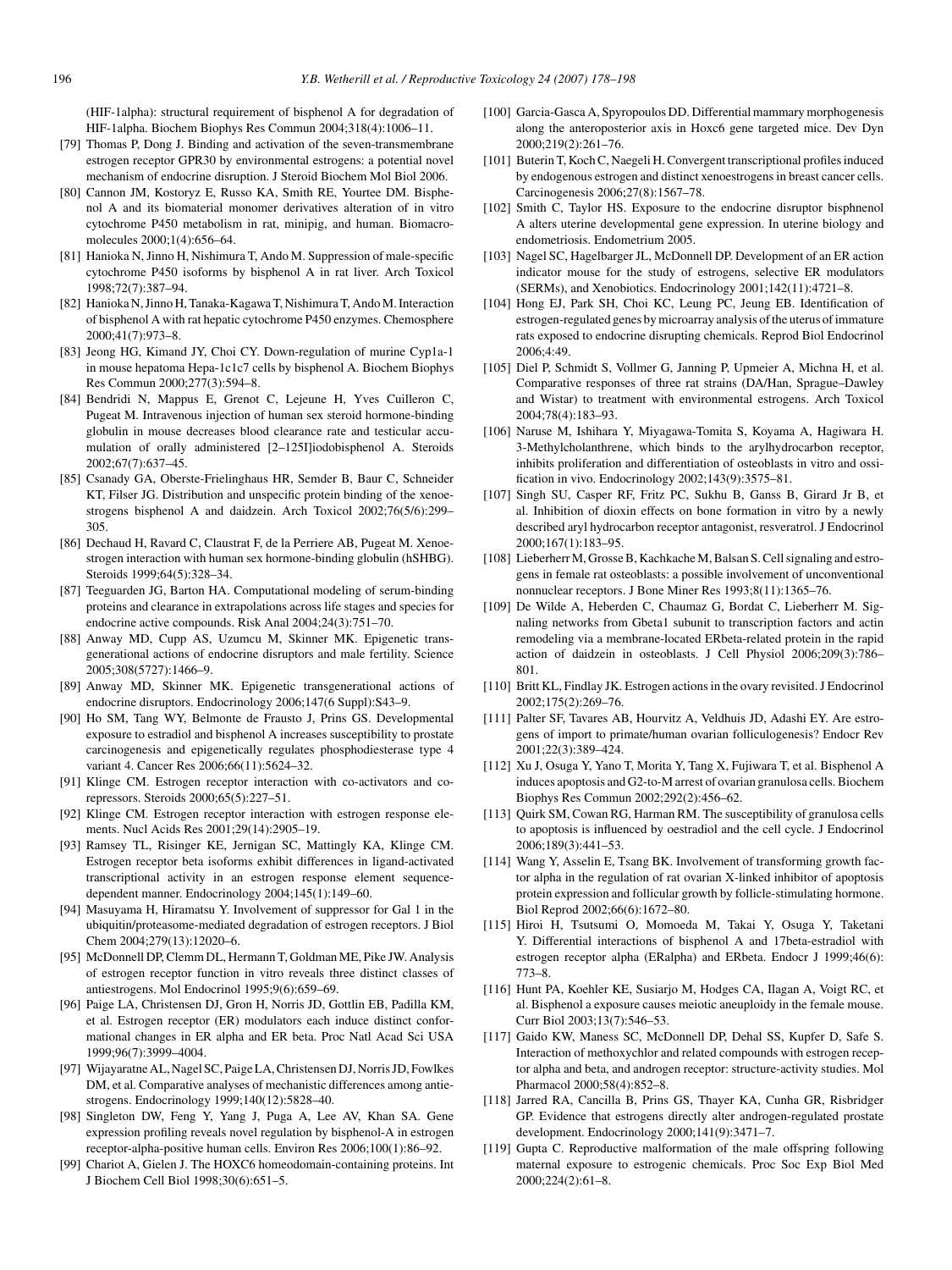(HIF-1alpha): structural requirement of bisphenol A for degradation of HIF-1alpha. Biochem Biophys Res Commun 2004;318(4):1006–11.

[79] Thomas P, Dong J. Binding and activation of the seven-transmembrane estrogen receptor GPR30 by environmental estrogens: a potential novel mechanism of endocrine disruption. J Steroid Biochem Mol Biol 2006.

[80] Cannon JM, Kostoryz E, Russo KA, Smith RE, Yourtee DM. Bisphenol A and its biomaterial monomer derivatives alteration of in vitro cytochrome P450 metabolism in rat, minipig, and human. Biomacromolecules 2000;1(4):656–64.

[81] Hanioka N, Jinno H, Nishimura T, Ando M. Suppression of male-specific cytochrome P450 isoforms by bisphenol A in rat liver. Arch Toxicol 1998;72(7):387–94.

[82] Hanioka N, Jinno H, Tanaka-Kagawa T, Nishimura T, Ando M. Interaction of bisphenol A with rat hepatic cytochrome P450 enzymes. Chemosphere 2000;41(7):973–8.

[83] Jeong HG, Kimand JY, Choi CY. Down-regulation of murine Cyp1a-1 in mouse hepatoma Hepa-1c1c7 cells by bisphenol A. Biochem Biophys Res Commun 2000;277(3):594–8.

[84] Bendridi N, Mappus E, Grenot C, Lejeune H, Yves Cuilleron C, Pugeat M. Intravenous injection of human sex steroid hormone-binding globulin in mouse decreases blood clearance rate and testicular accumulation of orally administered [2–125I]iodobisphenol A. Steroids 2002;67(7):637–45.

[85] Csanady GA, Oberste-Frielinghaus HR, Semder B, Baur C, Schneider KT, Filser JG. Distribution and unspecific protein binding of the xenoestrogens bisphenol A and daidzein. Arch Toxicol 2002;76(5/6):299–305.

[86] Dechaud H, Ravard C, Claustrat F, de la Perriere AB, Pugeat M. Xenoestrogen interaction with human sex hormone-binding globulin (hSHBG). Steroids 1999;64(5):328–34.

[87] Teeguarden JG, Barton HA. Computational modeling of serum-binding proteins and clearance in extrapolations across life stages and species for endocrine active compounds. Risk Anal 2004;24(3):751–70.

[88] Anway MD, Cupp AS, Uzumcu M, Skinner MK. Epigenetic transgenerational actions of endocrine disruptors and male fertility. Science 2005;308(5727):1466–9.

[89] Anway MD, Skinner MK. Epigenetic transgenerational actions of endocrine disruptors. Endocrinology 2006;147(6 Suppl):S43–9.

[90] Ho SM, Tang WY, Belmonte de Frausto J, Prins GS. Developmental exposure to estradiol and bisphenol A increases susceptibility to prostate carcinogenesis and epigenetically regulates phosphodiesterase type 4 variant 4. Cancer Res 2006;66(11):5624–32.

[91] Klinge CM. Estrogen receptor interaction with co-activators and co-repressors. Steroids 2000;65(5):227–51.

[92] Klinge CM. Estrogen receptor interaction with estrogen response elements. Nucl Acids Res 2001;29(14):2905–19.

[93] Ramsey TL, Risinger KE, Jernigan SC, Mattingly KA, Klinge CM. Estrogen receptor beta isoforms exhibit differences in ligand-activated transcriptional activity in an estrogen response element sequence-dependent manner. Endocrinology 2004;145(1):149–60.

[94] Masuyama H, Hiramatsu Y. Involvement of suppressor for Gal 1 in the ubiquitin/proteasome-mediated degradation of estrogen receptors. J Biol Chem 2004;279(13):12020–6.

[95] McDonnell DP, Clemm DL, Hermann T, Goldman ME, Pike JW. Analysis of estrogen receptor function in vitro reveals three distinct classes of antiestrogens. Mol Endocrinol 1995;9(6):659–69.

[96] Paige LA, Christensen DJ, Gron H, Norris JD, Gottlin EB, Padilla KM, et al. Estrogen receptor (ER) modulators each induce distinct conformational changes in ER alpha and ER beta. Proc Natl Acad Sci USA 1999;96(7):3999–4004.

[97] Wijayaratne AL, Nagel SC, Paige LA, Christensen DJ, Norris JD, Fowlkes DM, et al. Comparative analyses of mechanistic differences among antiestrogens. Endocrinology 1999;140(12):5828–40.

[98] Singleton DW, Feng Y, Yang J, Puga A, Lee AV, Khan SA. Gene expression profiling reveals novel regulation by bisphenol-A in estrogen receptor-alpha-positive human cells. Environ Res 2006;100(1):86–92.

[99] Chariot A, Gielen J. The HOXC6 homeodomain-containing proteins. Int J Biochem Cell Biol 1998;30(6):651–5.

[100] Garcia-Gasca A, Spyropoulos DD. Differential mammary morphogenesis along the anteroposterior axis in Hoxc6 gene targeted mice. Dev Dyn 2000;219(2):261–76.

[101] Buterin T, Koch C, Naegeli H. Convergent transcriptional profiles induced by endogenous estrogen and distinct xenoestrogens in breast cancer cells. Carcinogenesis 2006;27(8):1567–78.

[102] Smith C, Taylor HS. Exposure to the endocrine disruptor bisphnenol A alters uterine developmental gene expression. In uterine biology and endometriosis. Endometrium 2005.

[103] Nagel SC, Hagelbarger JL, McDonnell DP. Development of an ER action indicator mouse for the study of estrogens, selective ER modulators (SERMs), and Xenobiotics. Endocrinology 2001;142(11):4721–8.

[104] Hong EJ, Park SH, Choi KC, Leung PC, Jeung EB. Identification of estrogen-regulated genes by microarray analysis of the uterus of immature rats exposed to endocrine disrupting chemicals. Reprod Biol Endocrinol 2006;4:49.

[105] Diel P, Schmidt S, Vollmer G, Janning P, Upmeier A, Michna H, et al. Comparative responses of three rat strains (DA/Han, Sprague–Dawley and Wistar) to treatment with environmental estrogens. Arch Toxicol 2004;78(4):183–93.

[106] Naruse M, Ishihara Y, Miyagawa-Tomita S, Koyama A, Hagiwara H. 3-Methylcholanthrene, which binds to the arylhydrocarbon receptor, inhibits proliferation and differentiation of osteoblasts in vitro and ossification in vivo. Endocrinology 2002;143(9):3575–81.

[107] Singh SU, Casper RF, Fritz PC, Sukhu B, Ganss B, Girard Jr B, et al. Inhibition of dioxin effects on bone formation in vitro by a newly described aryl hydrocarbon receptor antagonist, resveratrol. J Endocrinol 2000;167(1):183–95.

[108] Lieberherr M, Grosse B, Kachkache M, Balsan S. Cell signaling and estrogens in female rat osteoblasts: a possible involvement of unconventional nonnuclear receptors. J Bone Miner Res 1993;8(11):1365–76.

[109] De Wilde A, Heberden C, Chaumaz G, Bordat C, Lieberherr M. Signaling networks from Gbeta1 subunit to transcription factors and actin remodeling via a membrane-located ERbeta-related protein in the rapid action of daidzein in osteoblasts. J Cell Physiol 2006;209(3):786–801.

[110] Britt KL, Findlay JK. Estrogen actions in the ovary revisited. J Endocrinol 2002;175(2):269–76.

[111] Palter SF, Tavares AB, Hourvitz A, Veldhuis JD, Adashi EY. Are estrogens of import to primate/human ovarian folliculogenesis? Endocr Rev 2001;22(3):389–424.

[112] Xu J, Osuga Y, Yano T, Morita Y, Tang X, Fujiwara T, et al. Bisphenol A induces apoptosis and G2-to-M arrest of ovarian granulosa cells. Biochem Biophys Res Commun 2002;292(2):456–62.

[113] Quirk SM, Cowan RG, Harman RM. The susceptibility of granulosa cells to apoptosis is influenced by oestradiol and the cell cycle. J Endocrinol 2006;189(3):441–53.

[114] Wang Y, Asselin E, Tsang BK. Involvement of transforming growth factor alpha in the regulation of rat ovarian X-linked inhibitor of apoptosis protein expression and follicular growth by follicle-stimulating hormone. Biol Reprod 2002;66(6):1672–80.

[115] Hiroi H, Tsutsumi O, Momoeda M, Takai Y, Osuga Y, Taketani Y. Differential interactions of bisphenol A and 17beta-estradiol with estrogen receptor alpha (ERalpha) and ERbeta. Endocr J 1999;46(6):773–8.

[116] Hunt PA, Koehler KE, Susiarjo M, Hodges CA, Ilagan A, Voigt RC, et al. Bisphenol a exposure causes meiotic aneuploidy in the female mouse. Curr Biol 2003;13(7):546–53.

[117] Gaido KW, Maness SC, McDonnell DP, Dehal SS, Kupfer D, Safe S. Interaction of methoxychlor and related compounds with estrogen receptor alpha and beta, and androgen receptor: structure-activity studies. Mol Pharmacol 2000;58(4):852–8.

[118] Jarred RA, Cancilla B, Prins GS, Thayer KA, Cunha GR, Risbridger GP. Evidence that estrogens directly alter androgen-regulated prostate development. Endocrinology 2000;141(9):3471–7.

[119] Gupta C. Reproductive malformation of the male offspring following maternal exposure to estrogenic chemicals. Proc Soc Exp Biol Med 2000;224(2):61–8.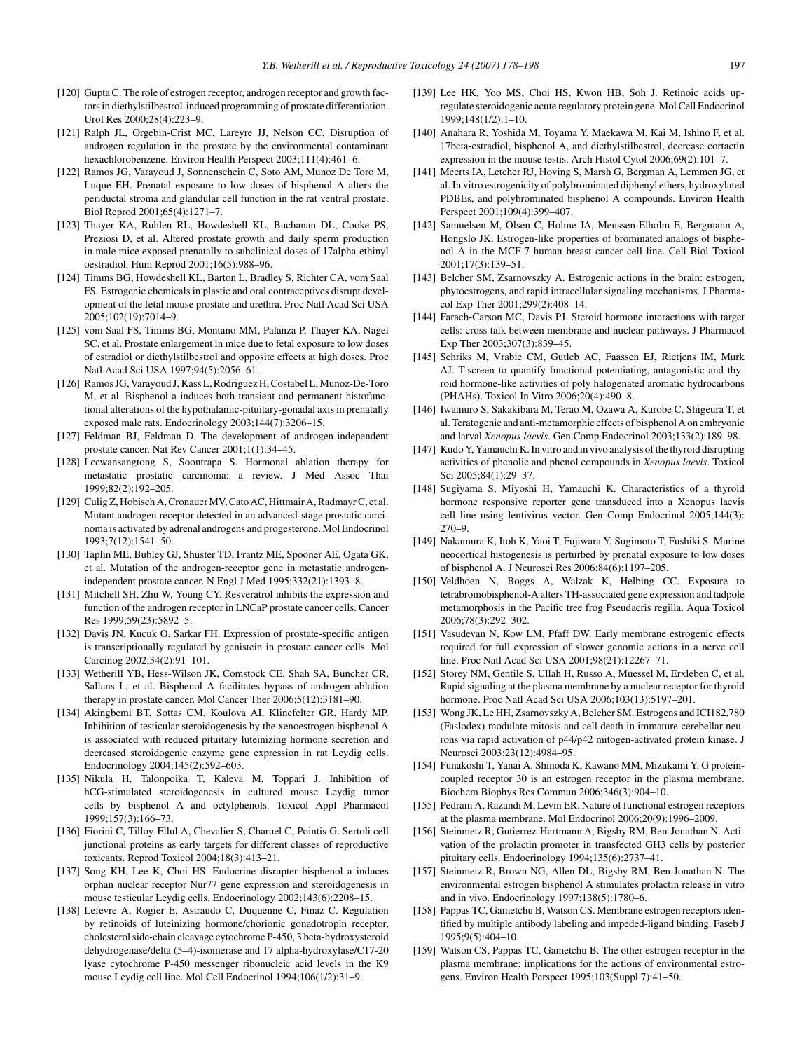[120] Gupta C. The role of estrogen receptor, androgen receptor and growth factors in diethylstilbestrol-induced programming of prostate differentiation. Urol Res 2000;28(4):223–9.

[121] Ralph JL, Orgebin-Crist MC, Lareyre JJ, Nelson CC. Disruption of androgen regulation in the prostate by the environmental contaminant hexachlorobenzene. Environ Health Perspect 2003;111(4):461–6.

[122] Ramos JG, Varayoud J, Sonnenschein C, Soto AM, Munoz De Toro M, Luque EH. Prenatal exposure to low doses of bisphenol A alters the periductal stroma and glandular cell function in the rat ventral prostate. Biol Reprod 2001;65(4):1271–7.

[123] Thayer KA, Ruhlen RL, Howdeshell KL, Buchanan DL, Cooke PS, Preziosi D, et al. Altered prostate growth and daily sperm production in male mice exposed prenatally to subclinical doses of 17alpha-ethinyl oestradiol. Hum Reprod 2001;16(5):988–96.

[124] Timms BG, Howdeshell KL, Barton L, Bradley S, Richter CA, vom Saal FS. Estrogenic chemicals in plastic and oral contraceptives disrupt development of the fetal mouse prostate and urethra. Proc Natl Acad Sci USA 2005;102(19):7014–9.

[125] vom Saal FS, Timms BG, Montano MM, Palanza P, Thayer KA, Nagel SC, et al. Prostate enlargement in mice due to fetal exposure to low doses of estradiol or diethylstilbestrol and opposite effects at high doses. Proc Natl Acad Sci USA 1997;94(5):2056–61.

[126] Ramos JG, Varayoud J, Kass L, Rodriguez H, Costabel L, Munoz-De-Toro M, et al. Bisphenol a induces both transient and permanent histofunctional alterations of the hypothalamic-pituitary-gonadal axis in prenatally exposed male rats. Endocrinology 2003;144(7):3206–15.

[127] Feldman BJ, Feldman D. The development of androgen-independent prostate cancer. Nat Rev Cancer 2001;1(1):34–45.

[128] Leewansangtong S, Soontrapa S. Hormonal ablation therapy for metastatic prostatic carcinoma: a review. J Med Assoc Thai 1999;82(2):192–205.

[129] Culig Z, Hobisch A, Cronauer MV, Cato AC, Hittmair A, Radmayr C, et al. Mutant androgen receptor detected in an advanced-stage prostatic carcinoma is activated by adrenal androgens and progesterone. Mol Endocrinol 1993;7(12):1541–50.

[130] Taplin ME, Bubley GJ, Shuster TD, Frantz ME, Spooner AE, Ogata GK, et al. Mutation of the androgen-receptor gene in metastatic androgen-independent prostate cancer. N Engl J Med 1995;332(21):1393–8.

[131] Mitchell SH, Zhu W, Young CY. Resveratrol inhibits the expression and function of the androgen receptor in LNCaP prostate cancer cells. Cancer Res 1999;59(23):5892–5.

[132] Davis JN, Kucuk O, Sarkar FH. Expression of prostate-specific antigen is transcriptionally regulated by genistein in prostate cancer cells. Mol Carcinog 2002;34(2):91–101.

[133] Wetherill YB, Hess-Wilson JK, Comstock CE, Shah SA, Buncher CR, Sallans L, et al. Bisphenol A facilitates bypass of androgen ablation therapy in prostate cancer. Mol Cancer Ther 2006;5(12):3181–90.

[134] Akingbemi BT, Sottas CM, Koulova AI, Klinefelter GR, Hardy MP. Inhibition of testicular steroidogenesis by the xenoestrogen bisphenol A is associated with reduced pituitary luteinizing hormone secretion and decreased steroidogenic enzyme gene expression in rat Leydig cells. Endocrinology 2004;145(2):592–603.

[135] Nikula H, Talonpoika T, Kaleva M, Toppari J. Inhibition of hCG-stimulated steroidogenesis in cultured mouse Leydig tumor cells by bisphenol A and octylphenols. Toxicol Appl Pharmacol 1999;157(3):166–73.

[136] Fiorini C, Tilloy-Ellul A, Chevalier S, Charuel C, Pointis G. Sertoli cell junctional proteins as early targets for different classes of reproductive toxicants. Reprod Toxicol 2004;18(3):413–21.

[137] Song KH, Lee K, Choi HS. Endocrine disrupter bisphenol a induces orphan nuclear receptor Nur77 gene expression and steroidogenesis in mouse testicular Leydig cells. Endocrinology 2002;143(6):2208–15.

[138] Lefevre A, Rogier E, Astraudo C, Duquenne C, Finaz C. Regulation by retinoids of luteinizing hormone/chorionic gonadotropin receptor, cholesterol side-chain cleavage cytochrome P-450, 3 beta-hydroxysteroid dehydrogenase/delta (5–4)-isomerase and 17 alpha-hydroxylase/C17-20 lyase cytochrome P-450 messenger ribonucleic acid levels in the K9 mouse Leydig cell line. Mol Cell Endocrinol 1994;106(1/2):31–9.

[139] Lee HK, Yoo MS, Choi HS, Kwon HB, Soh J. Retinoic acids up-regulate steroidogenic acute regulatory protein gene. Mol Cell Endocrinol 1999;148(1/2):1–10.

[140] Anahara R, Yoshida M, Toyama Y, Maekawa M, Kai M, Ishino F, et al. 17beta-estradiol, bisphenol A, and diethylstilbestrol, decrease cortactin expression in the mouse testis. Arch Histol Cytol 2006;69(2):101–7.

[141] Meerts IA, Letcher RJ, Hoving S, Marsh G, Bergman A, Lemmen JG, et al. In vitro estrogenicity of polybrominated diphenyl ethers, hydroxylated PDBEs, and polybrominated bisphenol A compounds. Environ Health Perspect 2001;109(4):399–407.

[142] Samuelsen M, Olsen C, Holme JA, Meussen-Elholm E, Bergmann A, Hongslo JK. Estrogen-like properties of brominated analogs of bisphenol A in the MCF-7 human breast cancer cell line. Cell Biol Toxicol 2001;17(3):139–51.

[143] Belcher SM, Zsarnovszky A. Estrogenic actions in the brain: estrogen, phytoestrogens, and rapid intracellular signaling mechanisms. J Pharmacol Exp Ther 2001;299(2):408–14.

[144] Farach-Carson MC, Davis PJ. Steroid hormone interactions with target cells: cross talk between membrane and nuclear pathways. J Pharmacol Exp Ther 2003;307(3):839–45.

[145] Schriks M, Vrabie CM, Gutleb AC, Faassen EJ, Rietjens IM, Murk AJ. T-screen to quantify functional potentiating, antagonistic and thyroid hormone-like activities of poly halogenated aromatic hydrocarbons (PHAHs). Toxicol In Vitro 2006;20(4):490–8.

[146] Iwamuro S, Sakakibara M, Terao M, Ozawa A, Kurobe C, Shigeura T, et al. Teratogenic and anti-metamorphic effects of bisphenol A on embryonic and larval *Xenopus laevis*. Gen Comp Endocrinol 2003;133(2):189–98.

[147] Kudo Y, Yamauchi K. In vitro and in vivo analysis of the thyroid disrupting activities of phenolic and phenol compounds in *Xenopus laevis*. Toxicol Sci 2005;84(1):29–37.

[148] Sugiyama S, Miyoshi H, Yamauchi K. Characteristics of a thyroid hormone responsive reporter gene transduced into a Xenopus laevis cell line using lentivirus vector. Gen Comp Endocrinol 2005;144(3): 270–9.

[149] Nakamura K, Itoh K, Yaoi T, Fujiwara Y, Sugimoto T, Fushiki S. Murine neocortical histogenesis is perturbed by prenatal exposure to low doses of bisphenol A. J Neurosci Res 2006;84(6):1197–205.

[150] Veldhoen N, Boggs A, Walzak K, Helbing CC. Exposure to tetrabromobisphenol-A alters TH-associated gene expression and tadpole metamorphosis in the Pacific tree frog Pseudacris regilla. Aqua Toxicol 2006;78(3):292–302.

[151] Vasudevan N, Kow LM, Pfaff DW. Early membrane estrogenic effects required for full expression of slower genomic actions in a nerve cell line. Proc Natl Acad Sci USA 2001;98(21):12267–71.

[152] Storey NM, Gentile S, Ullah H, Russo A, Muessel M, Erxleben C, et al. Rapid signaling at the plasma membrane by a nuclear receptor for thyroid hormone. Proc Natl Acad Sci USA 2006;103(13):5197–201.

[153] Wong JK, Le HH, Zsarnovszky A, Belcher SM. Estrogens and ICI182,780 (Faslodex) modulate mitosis and cell death in immature cerebellar neurons via rapid activation of p44/p42 mitogen-activated protein kinase. J Neurosci 2003;23(12):4984–95.

[154] Funakoshi T, Yanai A, Shinoda K, Kawano MM, Mizukami Y. G protein-coupled receptor 30 is an estrogen receptor in the plasma membrane. Biochem Biophys Res Commun 2006;346(3):904–10.

[155] Pedram A, Razandi M, Levin ER. Nature of functional estrogen receptors at the plasma membrane. Mol Endocrinol 2006;20(9):1996–2009.

[156] Steinmetz R, Gutierrez-Hartmann A, Bigsby RM, Ben-Jonathan N. Activation of the prolactin promoter in transfected GH3 cells by posterior pituitary cells. Endocrinology 1994;135(6):2737–41.

[157] Steinmetz R, Brown NG, Allen DL, Bigsby RM, Ben-Jonathan N. The environmental estrogen bisphenol A stimulates prolactin release in vitro and in vivo. Endocrinology 1997;138(5):1780–6.

[158] Pappas TC, Gametchu B, Watson CS. Membrane estrogen receptors identified by multiple antibody labeling and impeded-ligand binding. Faseb J 1995;9(5):404–10.

[159] Watson CS, Pappas TC, Gametchu B. The other estrogen receptor in the plasma membrane: implications for the actions of environmental estrogens. Environ Health Perspect 1995;103(Suppl 7):41–50.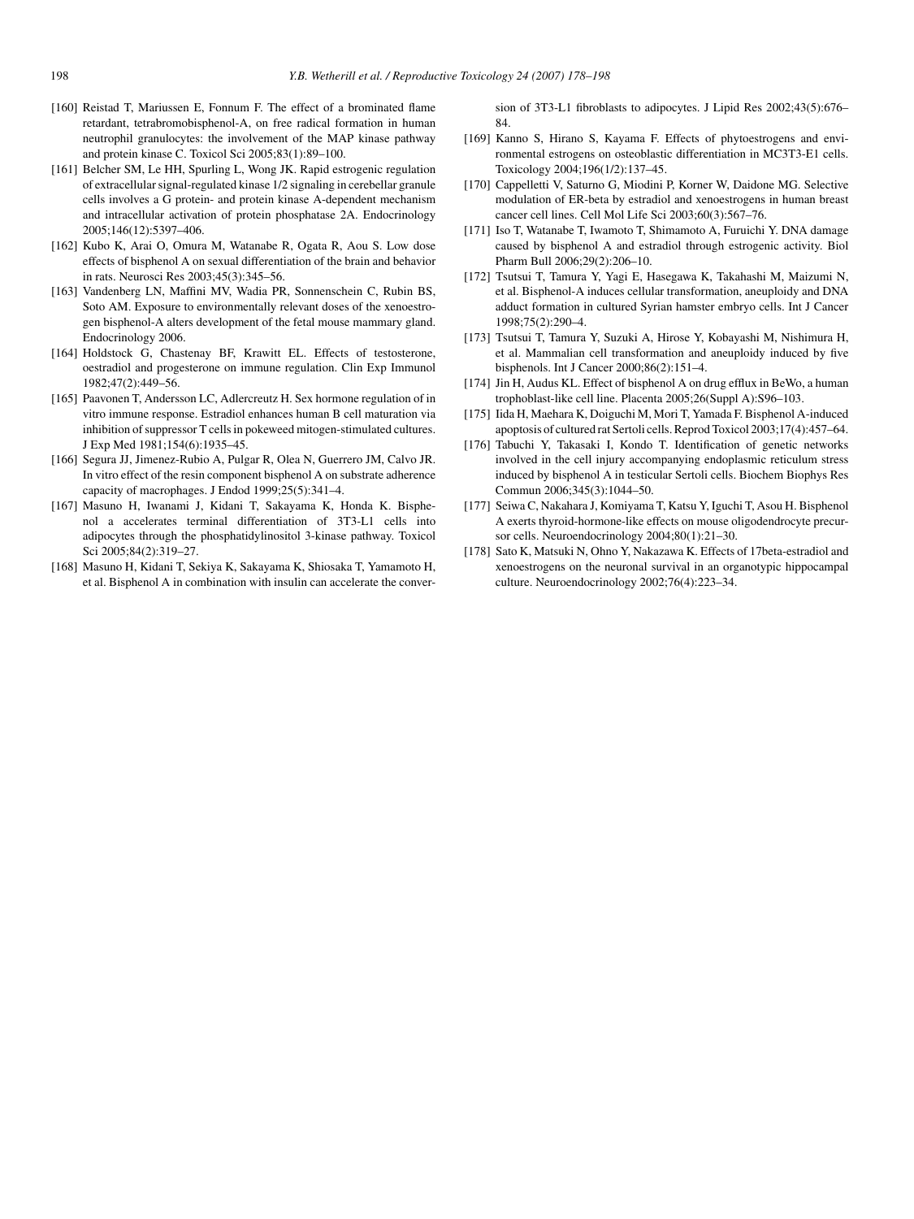[160] Reistad T, Mariussen E, Fonnum F. The effect of a brominated flame retardant, tetrabromobisphenol-A, on free radical formation in human neutrophil granulocytes: the involvement of the MAP kinase pathway and protein kinase C. Toxicol Sci 2005;83(1):89–100.

[161] Belcher SM, Le HH, Spurling L, Wong JK. Rapid estrogenic regulation of extracellular signal-regulated kinase 1/2 signaling in cerebellar granule cells involves a G protein- and protein kinase A-dependent mechanism and intracellular activation of protein phosphatase 2A. Endocrinology 2005;146(12):5397–406.

[162] Kubo K, Arai O, Omura M, Watanabe R, Ogata R, Aou S. Low dose effects of bisphenol A on sexual differentiation of the brain and behavior in rats. Neurosci Res 2003;45(3):345–56.

[163] Vandenberg LN, Maffini MV, Wadia PR, Sonnenschein C, Rubin BS, Soto AM. Exposure to environmentally relevant doses of the xenoestrogen bisphenol-A alters development of the fetal mouse mammary gland. Endocrinology 2006.

[164] Holdstock G, Chastenay BF, Krawitt EL. Effects of testosterone, oestradiol and progesterone on immune regulation. Clin Exp Immunol 1982;47(2):449–56.

[165] Paavonen T, Andersson LC, Adlercreutz H. Sex hormone regulation of in vitro immune response. Estradiol enhances human B cell maturation via inhibition of suppressor T cells in pokeweed mitogen-stimulated cultures. J Exp Med 1981;154(6):1935–45.

[166] Segura JJ, Jimenez-Rubio A, Pulgar R, Olea N, Guerrero JM, Calvo JR. In vitro effect of the resin component bisphenol A on substrate adherence capacity of macrophages. J Endod 1999;25(5):341–4.

[167] Masuno H, Iwanami J, Kidani T, Sakayama K, Honda K. Bisphenol a accelerates terminal differentiation of 3T3-L1 cells into adipocytes through the phosphatidylinositol 3-kinase pathway. Toxicol Sci 2005;84(2):319–27.

[168] Masuno H, Kidani T, Sekiya K, Sakayama K, Shiosaka T, Yamamoto H, et al. Bisphenol A in combination with insulin can accelerate the conversion of 3T3-L1 fibroblasts to adipocytes. J Lipid Res 2002;43(5):676–84.

[169] Kanno S, Hirano S, Kayama F. Effects of phytoestrogens and environmental estrogens on osteoblastic differentiation in MC3T3-E1 cells. Toxicology 2004;196(1/2):137–45.

[170] Cappelletti V, Saturno G, Miodini P, Korner W, Daidone MG. Selective modulation of ER-beta by estradiol and xenoestrogens in human breast cancer cell lines. Cell Mol Life Sci 2003;60(3):567–76.

[171] Iso T, Watanabe T, Iwamoto T, Shimamoto A, Furuichi Y. DNA damage caused by bisphenol A and estradiol through estrogenic activity. Biol Pharm Bull 2006;29(2):206–10.

[172] Tsutsui T, Tamura Y, Yagi E, Hasegawa K, Takahashi M, Maizumi N, et al. Bisphenol-A induces cellular transformation, aneuploidy and DNA adduct formation in cultured Syrian hamster embryo cells. Int J Cancer 1998;75(2):290–4.

[173] Tsutsui T, Tamura Y, Suzuki A, Hirose Y, Kobayashi M, Nishimura H, et al. Mammalian cell transformation and aneuploidy induced by five bisphenols. Int J Cancer 2000;86(2):151–4.

[174] Jin H, Audus KL. Effect of bisphenol A on drug efflux in BeWo, a human trophoblast-like cell line. Placenta 2005;26(Suppl A):S96–103.

[175] Iida H, Maehara K, Doiguchi M, Mori T, Yamada F. Bisphenol A-induced apoptosis of cultured rat Sertoli cells. Reprod Toxicol 2003;17(4):457–64.

[176] Tabuchi Y, Takasaki I, Kondo T. Identification of genetic networks involved in the cell injury accompanying endoplasmic reticulum stress induced by bisphenol A in testicular Sertoli cells. Biochem Biophys Res Commun 2006;345(3):1044–50.

[177] Seiwa C, Nakahara J, Komiyama T, Katsu Y, Iguchi T, Asou H. Bisphenol A exerts thyroid-hormone-like effects on mouse oligodendrocyte precursor cells. Neuroendocrinology 2004;80(1):21–30.

[178] Sato K, Matsuki N, Ohno Y, Nakazawa K. Effects of 17beta-estradiol and xenoestrogens on the neuronal survival in an organotypic hippocampal culture. Neuroendocrinology 2002;76(4):223–34.